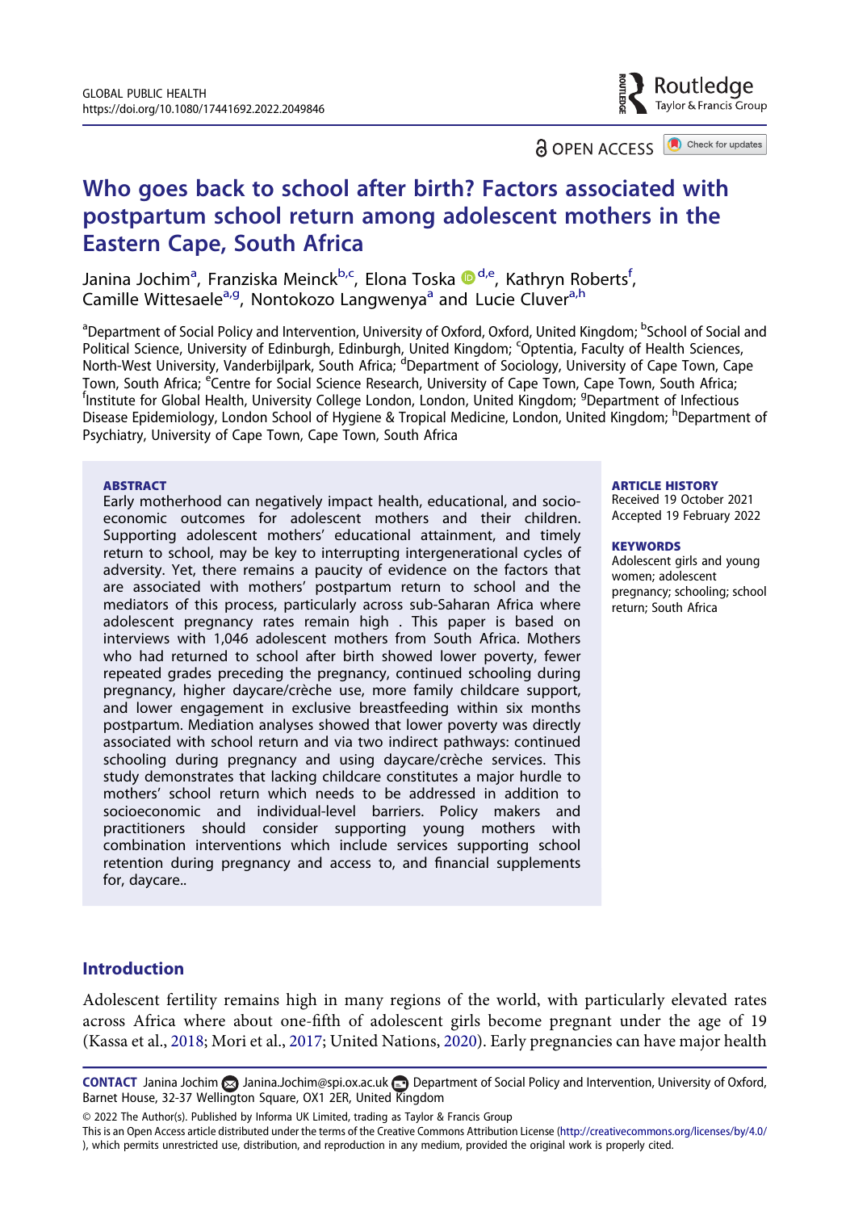# Who goes back to school after birth? Factors associated with postpartum school return among adolescent mothers in the Eastern Cape, South Africa

Janina Jochim[a], Franziska Meinck[b,c], Elona Toska[d,e], Kathryn Roberts[f], Camille Wittesaele[a,g], Nontokozo Langwenya[a] and Lucie Cluver[a,h]

[a]Department of Social Policy and Intervention, University of Oxford, Oxford, United Kingdom; [b]School of Social and Political Science, University of Edinburgh, Edinburgh, United Kingdom; [c]Optentia, Faculty of Health Sciences, North-West University, Vanderbijlpark, South Africa; [d]Department of Sociology, University of Cape Town, Cape Town, South Africa; [e]Centre for Social Science Research, University of Cape Town, Cape Town, South Africa; [f]Institute for Global Health, University College London, London, United Kingdom; [g]Department of Infectious Disease Epidemiology, London School of Hygiene & Tropical Medicine, London, United Kingdom; [h]Department of Psychiatry, University of Cape Town, Cape Town, South Africa

## ABSTRACT

Early motherhood can negatively impact health, educational, and socio-economic outcomes for adolescent mothers and their children. Supporting adolescent mothers' educational attainment, and timely return to school, may be key to interrupting intergenerational cycles of adversity. Yet, there remains a paucity of evidence on the factors that are associated with mothers' postpartum return to school and the mediators of this process, particularly across sub-Saharan Africa where adolescent pregnancy rates remain high . This paper is based on interviews with 1,046 adolescent mothers from South Africa. Mothers who had returned to school after birth showed lower poverty, fewer repeated grades preceding the pregnancy, continued schooling during pregnancy, higher daycare/crèche use, more family childcare support, and lower engagement in exclusive breastfeeding within six months postpartum. Mediation analyses showed that lower poverty was directly associated with school return and via two indirect pathways: continued schooling during pregnancy and using daycare/crèche services. This study demonstrates that lacking childcare constitutes a major hurdle to mothers' school return which needs to be addressed in addition to socioeconomic and individual-level barriers. Policy makers and practitioners should consider supporting young mothers with combination interventions which include services supporting school retention during pregnancy and access to, and financial supplements for, daycare..

**ARTICLE HISTORY**
Received 19 October 2021
Accepted 19 February 2022

**KEYWORDS**
Adolescent girls and young women; adolescent pregnancy; schooling; school return; South Africa

## Introduction

Adolescent fertility remains high in many regions of the world, with particularly elevated rates across Africa where about one-fifth of adolescent girls become pregnant under the age of 19 (Kassa et al., 2018; Mori et al., 2017; United Nations, 2020). Early pregnancies can have major health

**CONTACT** Janina Jochim Janina.Jochim@spi.ox.ac.uk Department of Social Policy and Intervention, University of Oxford, Barnet House, 32-37 Wellington Square, OX1 2ER, United Kingdom

© 2022 The Author(s). Published by Informa UK Limited, trading as Taylor & Francis Group
This is an Open Access article distributed under the terms of the Creative Commons Attribution License (http://creativecommons.org/licenses/by/4.0/), which permits unrestricted use, distribution, and reproduction in any medium, provided the original work is properly cited.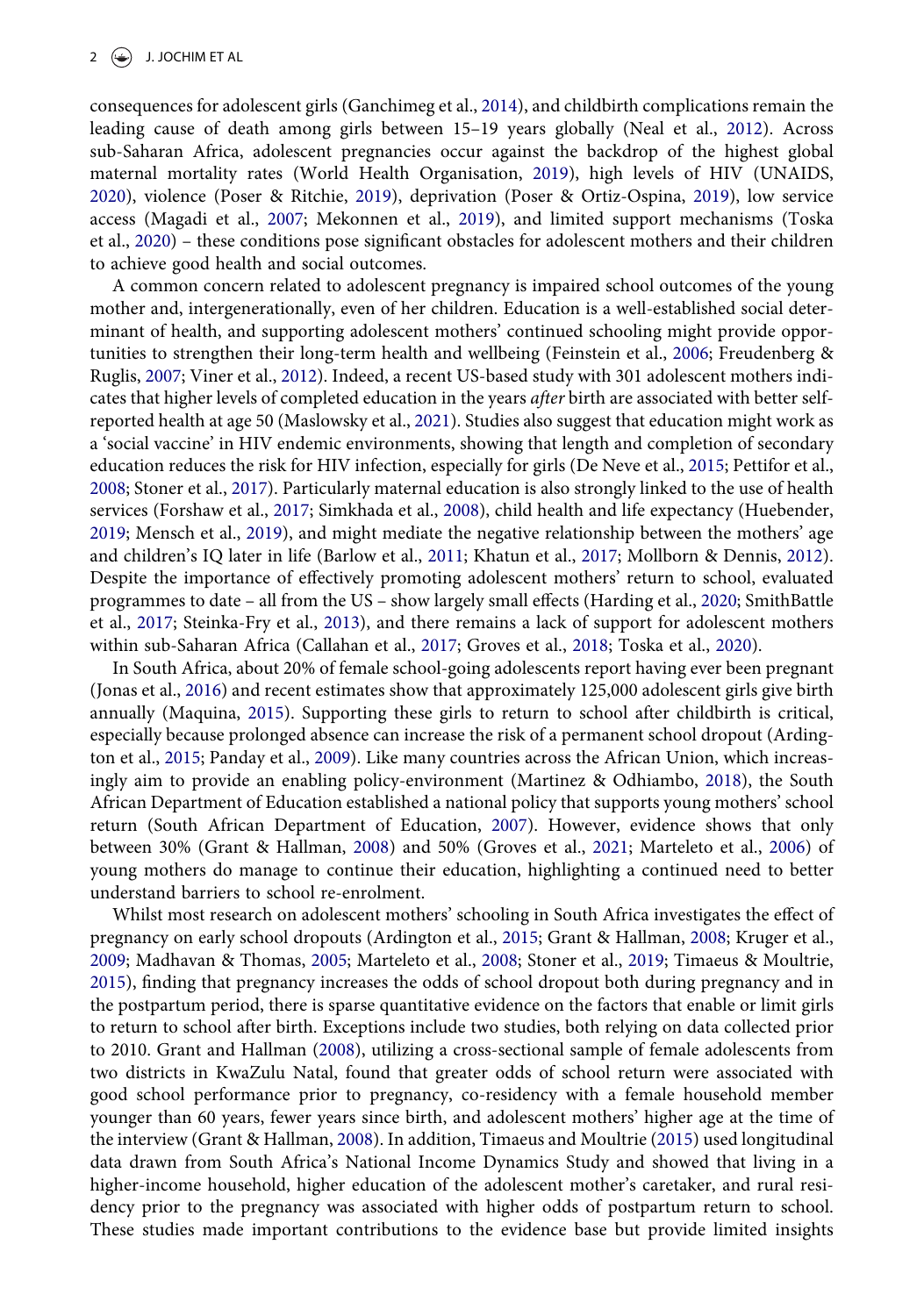consequences for adolescent girls (Ganchimeg et al., 2014), and childbirth complications remain the leading cause of death among girls between 15–19 years globally (Neal et al., 2012). Across sub-Saharan Africa, adolescent pregnancies occur against the backdrop of the highest global maternal mortality rates (World Health Organisation, 2019), high levels of HIV (UNAIDS, 2020), violence (Poser & Ritchie, 2019), deprivation (Poser & Ortiz-Ospina, 2019), low service access (Magadi et al., 2007; Mekonnen et al., 2019), and limited support mechanisms (Toska et al., 2020) – these conditions pose significant obstacles for adolescent mothers and their children to achieve good health and social outcomes.

A common concern related to adolescent pregnancy is impaired school outcomes of the young mother and, intergenerationally, even of her children. Education is a well-established social determinant of health, and supporting adolescent mothers' continued schooling might provide opportunities to strengthen their long-term health and wellbeing (Feinstein et al., 2006; Freudenberg & Ruglis, 2007; Viner et al., 2012). Indeed, a recent US-based study with 301 adolescent mothers indicates that higher levels of completed education in the years *after* birth are associated with better self-reported health at age 50 (Maslowsky et al., 2021). Studies also suggest that education might work as a 'social vaccine' in HIV endemic environments, showing that length and completion of secondary education reduces the risk for HIV infection, especially for girls (De Neve et al., 2015; Pettifor et al., 2008; Stoner et al., 2017). Particularly maternal education is also strongly linked to the use of health services (Forshaw et al., 2017; Simkhada et al., 2008), child health and life expectancy (Huebender, 2019; Mensch et al., 2019), and might mediate the negative relationship between the mothers' age and children's IQ later in life (Barlow et al., 2011; Khatun et al., 2017; Mollborn & Dennis, 2012). Despite the importance of effectively promoting adolescent mothers' return to school, evaluated programmes to date – all from the US – show largely small effects (Harding et al., 2020; SmithBattle et al., 2017; Steinka-Fry et al., 2013), and there remains a lack of support for adolescent mothers within sub-Saharan Africa (Callahan et al., 2017; Groves et al., 2018; Toska et al., 2020).

In South Africa, about 20% of female school-going adolescents report having ever been pregnant (Jonas et al., 2016) and recent estimates show that approximately 125,000 adolescent girls give birth annually (Maquina, 2015). Supporting these girls to return to school after childbirth is critical, especially because prolonged absence can increase the risk of a permanent school dropout (Ardington et al., 2015; Panday et al., 2009). Like many countries across the African Union, which increasingly aim to provide an enabling policy-environment (Martinez & Odhiambo, 2018), the South African Department of Education established a national policy that supports young mothers' school return (South African Department of Education, 2007). However, evidence shows that only between 30% (Grant & Hallman, 2008) and 50% (Groves et al., 2021; Marteleto et al., 2006) of young mothers do manage to continue their education, highlighting a continued need to better understand barriers to school re-enrolment.

Whilst most research on adolescent mothers' schooling in South Africa investigates the effect of pregnancy on early school dropouts (Ardington et al., 2015; Grant & Hallman, 2008; Kruger et al., 2009; Madhavan & Thomas, 2005; Marteleto et al., 2008; Stoner et al., 2019; Timaeus & Moultrie, 2015), finding that pregnancy increases the odds of school dropout both during pregnancy and in the postpartum period, there is sparse quantitative evidence on the factors that enable or limit girls to return to school after birth. Exceptions include two studies, both relying on data collected prior to 2010. Grant and Hallman (2008), utilizing a cross-sectional sample of female adolescents from two districts in KwaZulu Natal, found that greater odds of school return were associated with good school performance prior to pregnancy, co-residency with a female household member younger than 60 years, fewer years since birth, and adolescent mothers' higher age at the time of the interview (Grant & Hallman, 2008). In addition, Timaeus and Moultrie (2015) used longitudinal data drawn from South Africa's National Income Dynamics Study and showed that living in a higher-income household, higher education of the adolescent mother's caretaker, and rural residency prior to the pregnancy was associated with higher odds of postpartum return to school. These studies made important contributions to the evidence base but provide limited insights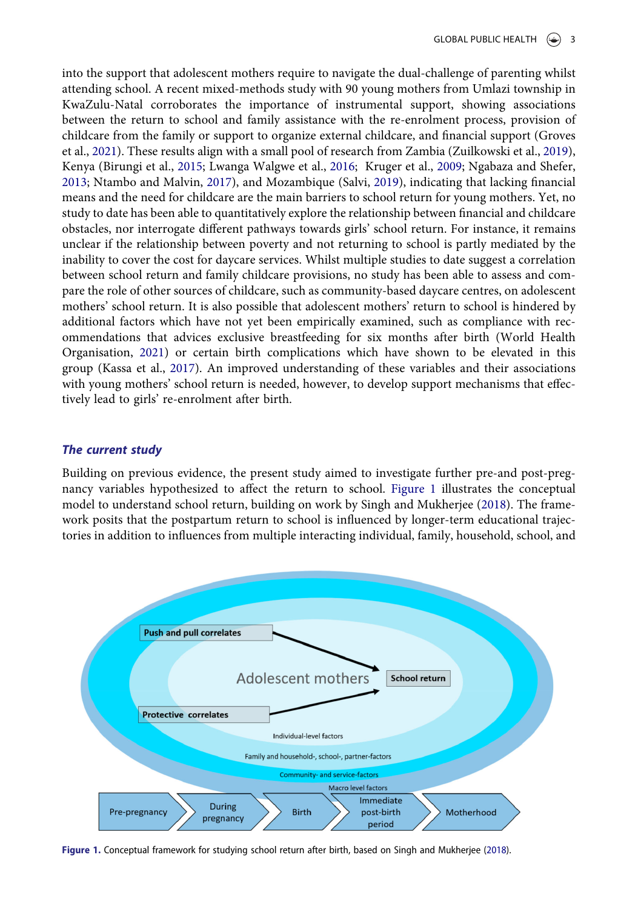into the support that adolescent mothers require to navigate the dual-challenge of parenting whilst attending school. A recent mixed-methods study with 90 young mothers from Umlazi township in KwaZulu-Natal corroborates the importance of instrumental support, showing associations between the return to school and family assistance with the re-enrolment process, provision of childcare from the family or support to organize external childcare, and financial support (Groves et al., 2021). These results align with a small pool of research from Zambia (Zuilkowski et al., 2019), Kenya (Birungi et al., 2015; Lwanga Walgwe et al., 2016; Kruger et al., 2009; Ngabaza and Shefer, 2013; Ntambo and Malvin, 2017), and Mozambique (Salvi, 2019), indicating that lacking financial means and the need for childcare are the main barriers to school return for young mothers. Yet, no study to date has been able to quantitatively explore the relationship between financial and childcare obstacles, nor interrogate different pathways towards girls' school return. For instance, it remains unclear if the relationship between poverty and not returning to school is partly mediated by the inability to cover the cost for daycare services. Whilst multiple studies to date suggest a correlation between school return and family childcare provisions, no study has been able to assess and compare the role of other sources of childcare, such as community-based daycare centres, on adolescent mothers' school return. It is also possible that adolescent mothers' return to school is hindered by additional factors which have not yet been empirically examined, such as compliance with recommendations that advices exclusive breastfeeding for six months after birth (World Health Organisation, 2021) or certain birth complications which have shown to be elevated in this group (Kassa et al., 2017). An improved understanding of these variables and their associations with young mothers' school return is needed, however, to develop support mechanisms that effectively lead to girls' re-enrolment after birth.

### *The current study*

Building on previous evidence, the present study aimed to investigate further pre-and post-pregnancy variables hypothesized to affect the return to school. Figure 1 illustrates the conceptual model to understand school return, building on work by Singh and Mukherjee (2018). The framework posits that the postpartum return to school is influenced by longer-term educational trajectories in addition to influences from multiple interacting individual, family, household, school, and

**Figure 1.** Conceptual framework for studying school return after birth, based on Singh and Mukherjee (2018).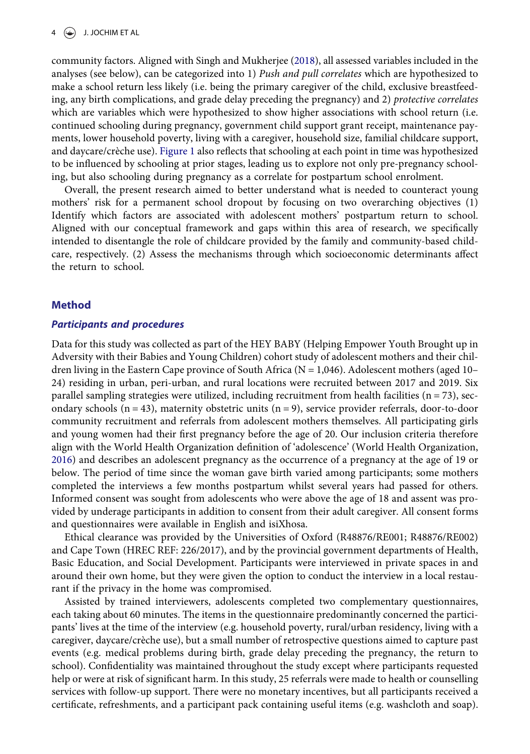community factors. Aligned with Singh and Mukherjee (2018), all assessed variables included in the analyses (see below), can be categorized into 1) *Push and pull correlates* which are hypothesized to make a school return less likely (i.e. being the primary caregiver of the child, exclusive breastfeeding, any birth complications, and grade delay preceding the pregnancy) and 2) *protective correlates* which are variables which were hypothesized to show higher associations with school return (i.e. continued schooling during pregnancy, government child support grant receipt, maintenance payments, lower household poverty, living with a caregiver, household size, familial childcare support, and daycare/crèche use). Figure 1 also reflects that schooling at each point in time was hypothesized to be influenced by schooling at prior stages, leading us to explore not only pre-pregnancy schooling, but also schooling during pregnancy as a correlate for postpartum school enrolment.

Overall, the present research aimed to better understand what is needed to counteract young mothers' risk for a permanent school dropout by focusing on two overarching objectives (1) Identify which factors are associated with adolescent mothers' postpartum return to school. Aligned with our conceptual framework and gaps within this area of research, we specifically intended to disentangle the role of childcare provided by the family and community-based childcare, respectively. (2) Assess the mechanisms through which socioeconomic determinants affect the return to school.

## Method

### *Participants and procedures*

Data for this study was collected as part of the HEY BABY (Helping Empower Youth Brought up in Adversity with their Babies and Young Children) cohort study of adolescent mothers and their children living in the Eastern Cape province of South Africa (N = 1,046). Adolescent mothers (aged 10–24) residing in urban, peri-urban, and rural locations were recruited between 2017 and 2019. Six parallel sampling strategies were utilized, including recruitment from health facilities (n = 73), secondary schools (n = 43), maternity obstetric units (n = 9), service provider referrals, door-to-door community recruitment and referrals from adolescent mothers themselves. All participating girls and young women had their first pregnancy before the age of 20. Our inclusion criteria therefore align with the World Health Organization definition of 'adolescence' (World Health Organization, 2016) and describes an adolescent pregnancy as the occurrence of a pregnancy at the age of 19 or below. The period of time since the woman gave birth varied among participants; some mothers completed the interviews a few months postpartum whilst several years had passed for others. Informed consent was sought from adolescents who were above the age of 18 and assent was provided by underage participants in addition to consent from their adult caregiver. All consent forms and questionnaires were available in English and isiXhosa.

Ethical clearance was provided by the Universities of Oxford (R48876/RE001; R48876/RE002) and Cape Town (HREC REF: 226/2017), and by the provincial government departments of Health, Basic Education, and Social Development. Participants were interviewed in private spaces in and around their own home, but they were given the option to conduct the interview in a local restaurant if the privacy in the home was compromised.

Assisted by trained interviewers, adolescents completed two complementary questionnaires, each taking about 60 minutes. The items in the questionnaire predominantly concerned the participants' lives at the time of the interview (e.g. household poverty, rural/urban residency, living with a caregiver, daycare/crèche use), but a small number of retrospective questions aimed to capture past events (e.g. medical problems during birth, grade delay preceding the pregnancy, the return to school). Confidentiality was maintained throughout the study except where participants requested help or were at risk of significant harm. In this study, 25 referrals were made to health or counselling services with follow-up support. There were no monetary incentives, but all participants received a certificate, refreshments, and a participant pack containing useful items (e.g. washcloth and soap).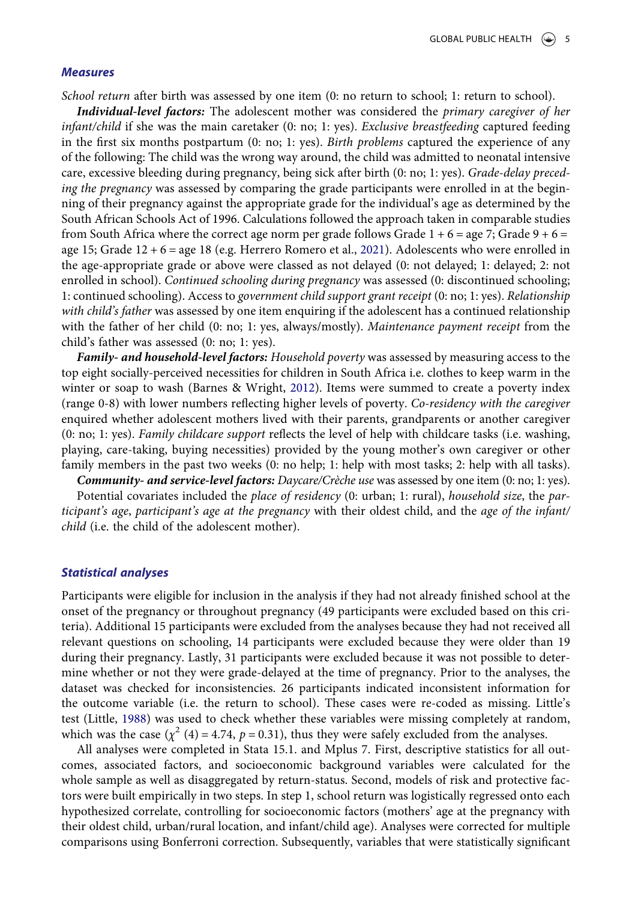### *Measures*

*School return* after birth was assessed by one item (0: no return to school; 1: return to school).

***Individual-level factors:*** The adolescent mother was considered the *primary caregiver of her infant/child* if she was the main caretaker (0: no; 1: yes). *Exclusive breastfeeding* captured feeding in the first six months postpartum (0: no; 1: yes). *Birth problems* captured the experience of any of the following: The child was the wrong way around, the child was admitted to neonatal intensive care, excessive bleeding during pregnancy, being sick after birth (0: no; 1: yes). *Grade-delay preceding the pregnancy* was assessed by comparing the grade participants were enrolled in at the beginning of their pregnancy against the appropriate grade for the individual's age as determined by the South African Schools Act of 1996. Calculations followed the approach taken in comparable studies from South Africa where the correct age norm per grade follows Grade 1 + 6 = age 7; Grade 9 + 6 = age 15; Grade 12 + 6 = age 18 (e.g. Herrero Romero et al., 2021). Adolescents who were enrolled in the age-appropriate grade or above were classed as not delayed (0: not delayed; 1: delayed; 2: not enrolled in school). *Continued schooling during pregnancy* was assessed (0: discontinued schooling; 1: continued schooling). Access to *government child support grant receipt* (0: no; 1: yes). *Relationship with child's father* was assessed by one item enquiring if the adolescent has a continued relationship with the father of her child (0: no; 1: yes, always/mostly). *Maintenance payment receipt* from the child's father was assessed (0: no; 1: yes).

***Family- and household-level factors:*** *Household poverty* was assessed by measuring access to the top eight socially-perceived necessities for children in South Africa i.e. clothes to keep warm in the winter or soap to wash (Barnes & Wright, 2012). Items were summed to create a poverty index (range 0-8) with lower numbers reflecting higher levels of poverty. *Co-residency with the caregiver* enquired whether adolescent mothers lived with their parents, grandparents or another caregiver (0: no; 1: yes). *Family childcare support* reflects the level of help with childcare tasks (i.e. washing, playing, care-taking, buying necessities) provided by the young mother's own caregiver or other family members in the past two weeks (0: no help; 1: help with most tasks; 2: help with all tasks).

***Community- and service-level factors:*** *Daycare/Crèche use* was assessed by one item (0: no; 1: yes).

Potential covariates included the *place of residency* (0: urban; 1: rural), *household size*, the *participant's age*, *participant's age at the pregnancy* with their oldest child, and the *age of the infant/child* (i.e. the child of the adolescent mother).

### *Statistical analyses*

Participants were eligible for inclusion in the analysis if they had not already finished school at the onset of the pregnancy or throughout pregnancy (49 participants were excluded based on this criteria). Additional 15 participants were excluded from the analyses because they had not received all relevant questions on schooling, 14 participants were excluded because they were older than 19 during their pregnancy. Lastly, 31 participants were excluded because it was not possible to determine whether or not they were grade-delayed at the time of pregnancy. Prior to the analyses, the dataset was checked for inconsistencies. 26 participants indicated inconsistent information for the outcome variable (i.e. the return to school). These cases were re-coded as missing. Little's test (Little, 1988) was used to check whether these variables were missing completely at random, which was the case ($\chi^2$ (4) = 4.74, $p = 0.31$), thus they were safely excluded from the analyses.

All analyses were completed in Stata 15.1. and Mplus 7. First, descriptive statistics for all outcomes, associated factors, and socioeconomic background variables were calculated for the whole sample as well as disaggregated by return-status. Second, models of risk and protective factors were built empirically in two steps. In step 1, school return was logistically regressed onto each hypothesized correlate, controlling for socioeconomic factors (mothers' age at the pregnancy with their oldest child, urban/rural location, and infant/child age). Analyses were corrected for multiple comparisons using Bonferroni correction. Subsequently, variables that were statistically significant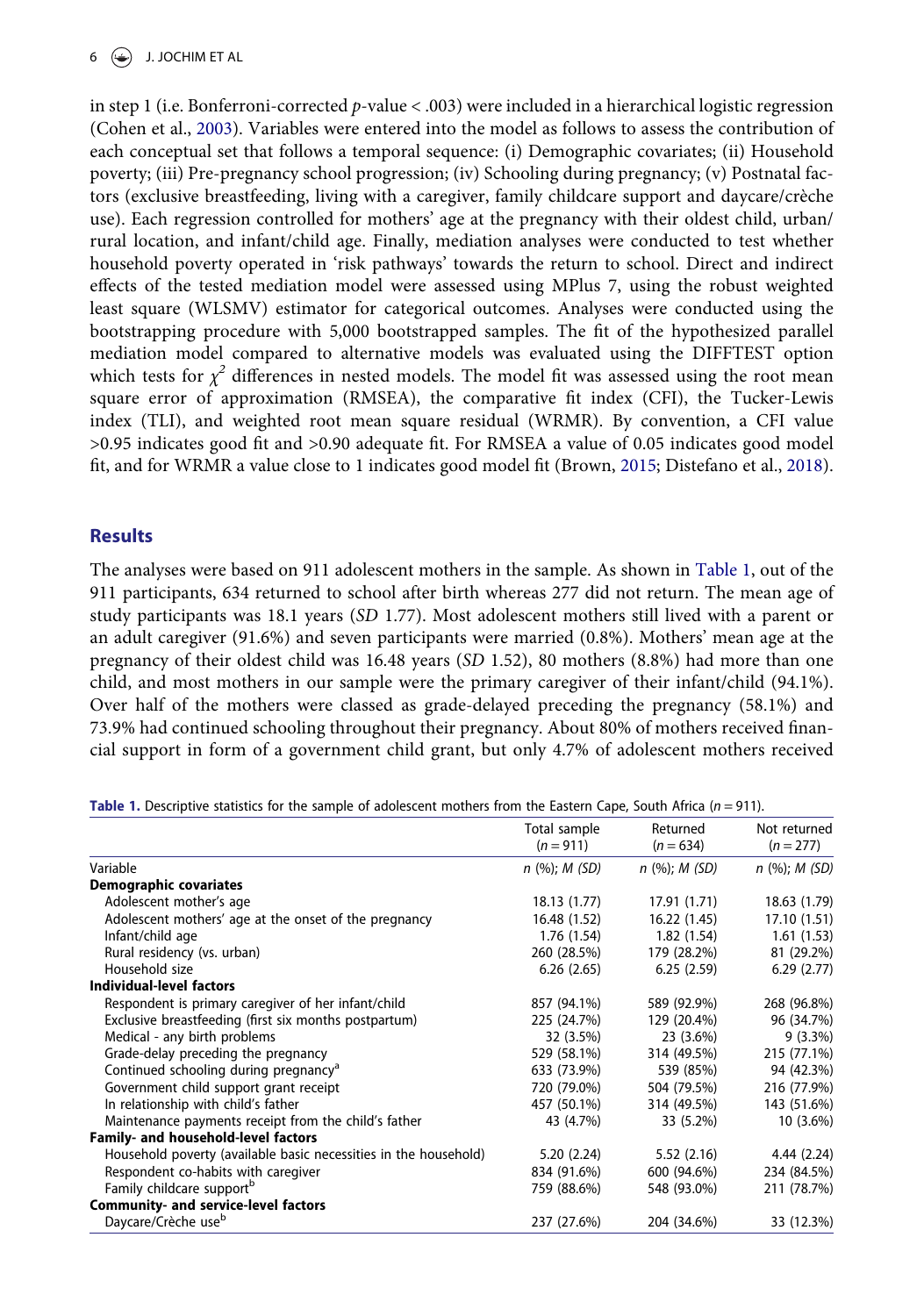in step 1 (i.e. Bonferroni-corrected *p*-value < .003) were included in a hierarchical logistic regression (Cohen et al., 2003). Variables were entered into the model as follows to assess the contribution of each conceptual set that follows a temporal sequence: (i) Demographic covariates; (ii) Household poverty; (iii) Pre-pregnancy school progression; (iv) Schooling during pregnancy; (v) Postnatal factors (exclusive breastfeeding, living with a caregiver, family childcare support and daycare/crèche use). Each regression controlled for mothers' age at the pregnancy with their oldest child, urban/rural location, and infant/child age. Finally, mediation analyses were conducted to test whether household poverty operated in 'risk pathways' towards the return to school. Direct and indirect effects of the tested mediation model were assessed using MPlus 7, using the robust weighted least square (WLSMV) estimator for categorical outcomes. Analyses were conducted using the bootstrapping procedure with 5,000 bootstrapped samples. The fit of the hypothesized parallel mediation model compared to alternative models was evaluated using the DIFFTEST option which tests for $\chi^2$ differences in nested models. The model fit was assessed using the root mean square error of approximation (RMSEA), the comparative fit index (CFI), the Tucker-Lewis index (TLI), and weighted root mean square residual (WRMR). By convention, a CFI value >0.95 indicates good fit and >0.90 adequate fit. For RMSEA a value of 0.05 indicates good model fit, and for WRMR a value close to 1 indicates good model fit (Brown, 2015; Distefano et al., 2018).

## Results

The analyses were based on 911 adolescent mothers in the sample. As shown in Table 1, out of the 911 participants, 634 returned to school after birth whereas 277 did not return. The mean age of study participants was 18.1 years (*SD* 1.77). Most adolescent mothers still lived with a parent or an adult caregiver (91.6%) and seven participants were married (0.8%). Mothers' mean age at the pregnancy of their oldest child was 16.48 years (*SD* 1.52), 80 mothers (8.8%) had more than one child, and most mothers in our sample were the primary caregiver of their infant/child (94.1%). Over half of the mothers were classed as grade-delayed preceding the pregnancy (58.1%) and 73.9% had continued schooling throughout their pregnancy. About 80% of mothers received financial support in form of a government child grant, but only 4.7% of adolescent mothers received

**Table 1.** Descriptive statistics for the sample of adolescent mothers from the Eastern Cape, South Africa ($n = 911$).

| | Total sample ($n = 911$) | Returned ($n = 634$) | Not returned ($n = 277$) |
|---|---|---|---|
| Variable | *n* (%); *M (SD)* | *n* (%); *M (SD)* | *n* (%); *M (SD)* |
| **Demographic covariates** | | | |
| Adolescent mother's age | 18.13 (1.77) | 17.91 (1.71) | 18.63 (1.79) |
| Adolescent mothers' age at the onset of the pregnancy | 16.48 (1.52) | 16.22 (1.45) | 17.10 (1.51) |
| Infant/child age | 1.76 (1.54) | 1.82 (1.54) | 1.61 (1.53) |
| Rural residency (vs. urban) | 260 (28.5%) | 179 (28.2%) | 81 (29.2%) |
| Household size | 6.26 (2.65) | 6.25 (2.59) | 6.29 (2.77) |
| **Individual-level factors** | | | |
| Respondent is primary caregiver of her infant/child | 857 (94.1%) | 589 (92.9%) | 268 (96.8%) |
| Exclusive breastfeeding (first six months postpartum) | 225 (24.7%) | 129 (20.4%) | 96 (34.7%) |
| Medical - any birth problems | 32 (3.5%) | 23 (3.6%) | 9 (3.3%) |
| Grade-delay preceding the pregnancy | 529 (58.1%) | 314 (49.5%) | 215 (77.1%) |
| Continued schooling during pregnancy[a] | 633 (73.9%) | 539 (85%) | 94 (42.3%) |
| Government child support grant receipt | 720 (79.0%) | 504 (79.5%) | 216 (77.9%) |
| In relationship with child's father | 457 (50.1%) | 314 (49.5%) | 143 (51.6%) |
| Maintenance payments receipt from the child's father | 43 (4.7%) | 33 (5.2%) | 10 (3.6%) |
| **Family- and household-level factors** | | | |
| Household poverty (available basic necessities in the household) | 5.20 (2.24) | 5.52 (2.16) | 4.44 (2.24) |
| Respondent co-habits with caregiver | 834 (91.6%) | 600 (94.6%) | 234 (84.5%) |
| Family childcare support[b] | 759 (88.6%) | 548 (93.0%) | 211 (78.7%) |
| **Community- and service-level factors** | | | |
| Daycare/Crèche use[b] | 237 (27.6%) | 204 (34.6%) | 33 (12.3%) |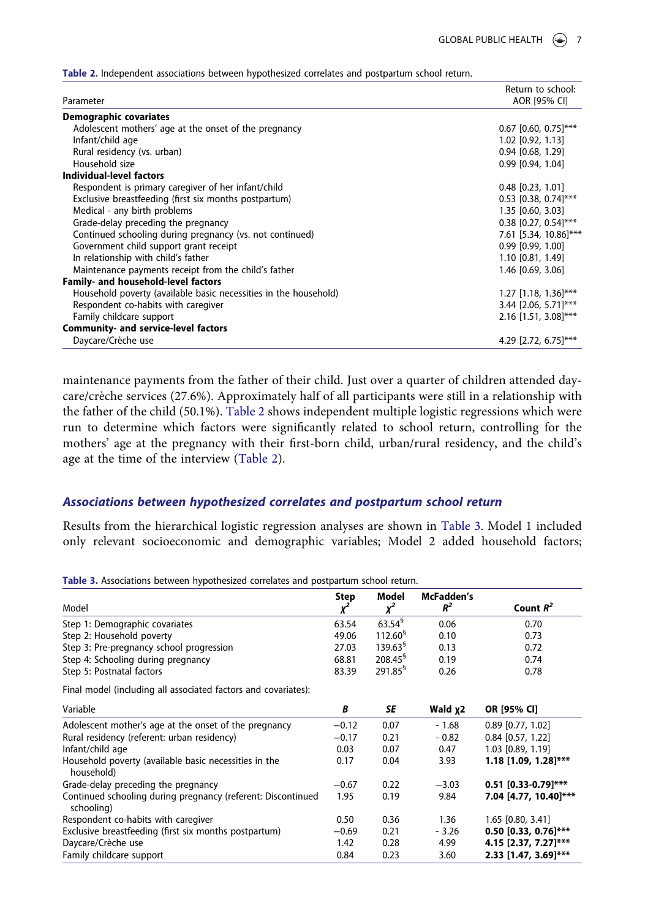**Table 2.** Independent associations between hypothesized correlates and postpartum school return.

| Parameter | Return to school: AOR [95% CI] |
|---|---|
| **Demographic covariates** | |
| Adolescent mothers' age at the onset of the pregnancy | 0.67 [0.60, 0.75]*** |
| Infant/child age | 1.02 [0.92, 1.13] |
| Rural residency (vs. urban) | 0.94 [0.68, 1.29] |
| Household size | 0.99 [0.94, 1.04] |
| **Individual-level factors** | |
| Respondent is primary caregiver of her infant/child | 0.48 [0.23, 1.01] |
| Exclusive breastfeeding (first six months postpartum) | 0.53 [0.38, 0.74]*** |
| Medical - any birth problems | 1.35 [0.60, 3.03] |
| Grade-delay preceding the pregnancy | 0.38 [0.27, 0.54]*** |
| Continued schooling during pregnancy (vs. not continued) | 7.61 [5.34, 10.86]*** |
| Government child support grant receipt | 0.99 [0.99, 1.00] |
| In relationship with child's father | 1.10 [0.81, 1.49] |
| Maintenance payments receipt from the child's father | 1.46 [0.69, 3.06] |
| **Family- and household-level factors** | |
| Household poverty (available basic necessities in the household) | 1.27 [1.18, 1.36]*** |
| Respondent co-habits with caregiver | 3.44 [2.06, 5.71]*** |
| Family childcare support | 2.16 [1.51, 3.08]*** |
| **Community- and service-level factors** | |
| Daycare/Crèche use | 4.29 [2.72, 6.75]*** |

maintenance payments from the father of their child. Just over a quarter of children attended daycare/crèche services (27.6%). Approximately half of all participants were still in a relationship with the father of the child (50.1%). Table 2 shows independent multiple logistic regressions which were run to determine which factors were significantly related to school return, controlling for the mothers' age at the pregnancy with their first-born child, urban/rural residency, and the child's age at the time of the interview (Table 2).

### *Associations between hypothesized correlates and postpartum school return*

Results from the hierarchical logistic regression analyses are shown in Table 3. Model 1 included only relevant socioeconomic and demographic variables; Model 2 added household factors;

**Table 3.** Associations between hypothesized correlates and postpartum school return.

| Model | Step $\chi^2$ | Model $\chi^2$ | McFadden's $R^2$ | Count $R^2$ |
|---|---|---|---|---|
| Step 1: Demographic covariates | 63.54 | 63.54[§] | 0.06 | 0.70 |
| Step 2: Household poverty | 49.06 | 112.60[§] | 0.10 | 0.73 |
| Step 3: Pre-pregnancy school progression | 27.03 | 139.63[§] | 0.13 | 0.72 |
| Step 4: Schooling during pregnancy | 68.81 | 208.45[§] | 0.19 | 0.74 |
| Step 5: Postnatal factors | 83.39 | 291.85[§] | 0.26 | 0.78 |

Final model (including all associated factors and covariates):

| Variable | *B* | *SE* | Wald $\chi2$ | OR [95% CI] |
|---|---|---|---|---|
| Adolescent mother's age at the onset of the pregnancy | −0.12 | 0.07 | - 1.68 | 0.89 [0.77, 1.02] |
| Rural residency (referent: urban residency) | −0.17 | 0.21 | - 0.82 | 0.84 [0.57, 1.22] |
| Infant/child age | 0.03 | 0.07 | 0.47 | 1.03 [0.89, 1.19] |
| Household poverty (available basic necessities in the household) | 0.17 | 0.04 | 3.93 | **1.18 [1.09, 1.28]*** ** |
| Grade-delay preceding the pregnancy | −0.67 | 0.22 | −3.03 | **0.51 [0.33-0.79]*** ** |
| Continued schooling during pregnancy (referent: Discontinued schooling) | 1.95 | 0.19 | 9.84 | **7.04 [4.77, 10.40]*** ** |
| Respondent co-habits with caregiver | 0.50 | 0.36 | 1.36 | 1.65 [0.80, 3.41] |
| Exclusive breastfeeding (first six months postpartum) | −0.69 | 0.21 | - 3.26 | **0.50 [0.33, 0.76]*** ** |
| Daycare/Crèche use | 1.42 | 0.28 | 4.99 | **4.15 [2.37, 7.27]*** ** |
| Family childcare support | 0.84 | 0.23 | 3.60 | **2.33 [1.47, 3.69]*** ** |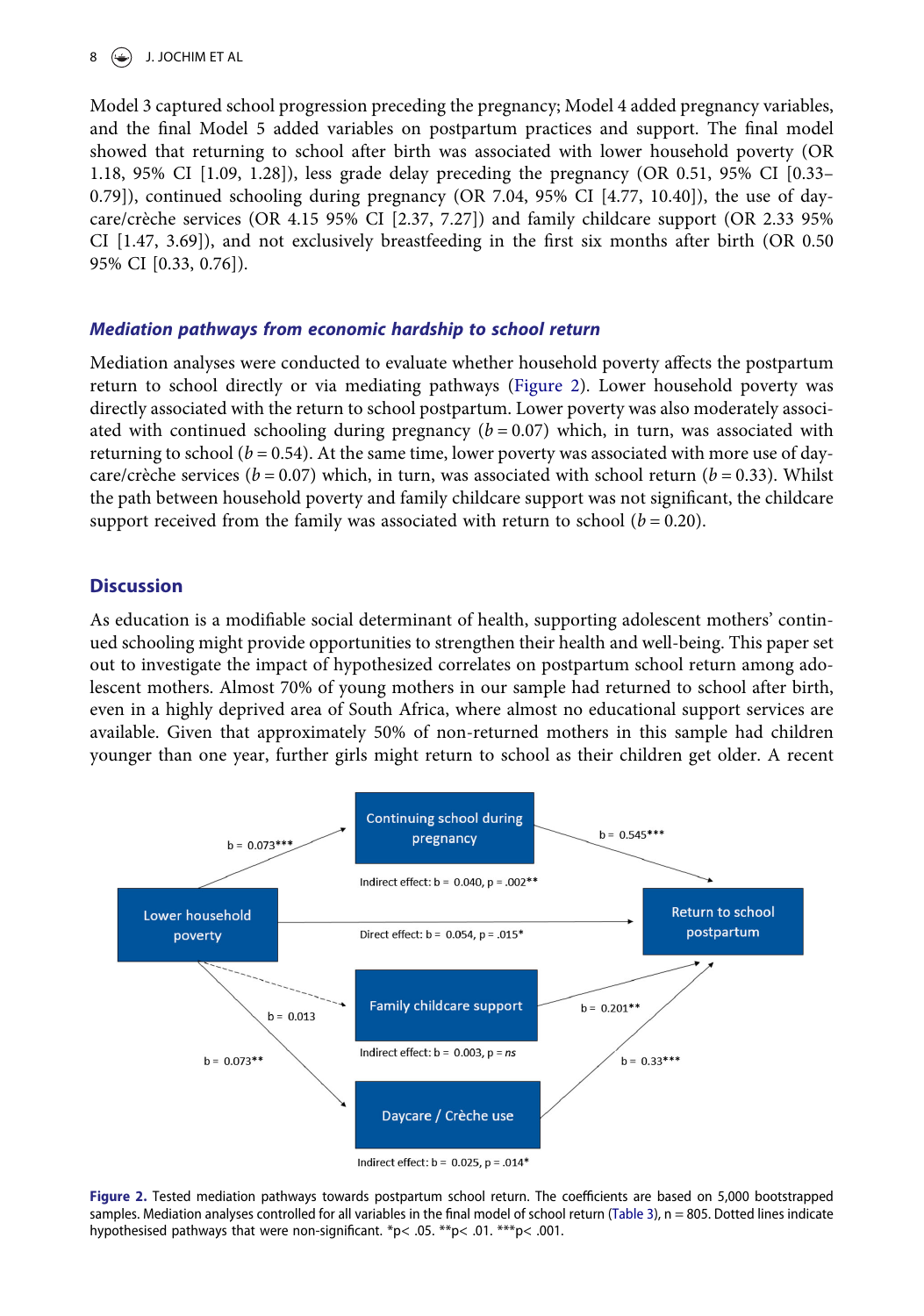Model 3 captured school progression preceding the pregnancy; Model 4 added pregnancy variables, and the final Model 5 added variables on postpartum practices and support. The final model showed that returning to school after birth was associated with lower household poverty (OR 1.18, 95% CI [1.09, 1.28]), less grade delay preceding the pregnancy (OR 0.51, 95% CI [0.33–0.79]), continued schooling during pregnancy (OR 7.04, 95% CI [4.77, 10.40]), the use of day-care/crèche services (OR 4.15 95% CI [2.37, 7.27]) and family childcare support (OR 2.33 95% CI [1.47, 3.69]), and not exclusively breastfeeding in the first six months after birth (OR 0.50 95% CI [0.33, 0.76]).

### *Mediation pathways from economic hardship to school return*

Mediation analyses were conducted to evaluate whether household poverty affects the postpartum return to school directly or via mediating pathways (Figure 2). Lower household poverty was directly associated with the return to school postpartum. Lower poverty was also moderately associated with continued schooling during pregnancy ($b = 0.07$) which, in turn, was associated with returning to school ($b = 0.54$). At the same time, lower poverty was associated with more use of day-care/crèche services ($b = 0.07$) which, in turn, was associated with school return ($b = 0.33$). Whilst the path between household poverty and family childcare support was not significant, the childcare support received from the family was associated with return to school ($b = 0.20$).

## Discussion

As education is a modifiable social determinant of health, supporting adolescent mothers' continued schooling might provide opportunities to strengthen their health and well-being. This paper set out to investigate the impact of hypothesized correlates on postpartum school return among adolescent mothers. Almost 70% of young mothers in our sample had returned to school after birth, even in a highly deprived area of South Africa, where almost no educational support services are available. Given that approximately 50% of non-returned mothers in this sample had children younger than one year, further girls might return to school as their children get older. A recent

Lower household poverty → Continuing school during pregnancy: b = 0.073***
Continuing school during pregnancy → Return to school postpartum: b = 0.545***
Indirect effect: b = 0.040, p = .002**

Lower household poverty → Return to school postpartum: Direct effect: b = 0.054, p = .015*

Lower household poverty → Family childcare support: b = 0.013
Family childcare support → Return to school postpartum: b = 0.201**
Indirect effect: b = 0.003, p = *ns*

Lower household poverty → Daycare / Crèche use: b = 0.073**
Daycare / Crèche use → Return to school postpartum: b = 0.33***
Indirect effect: b = 0.025, p = .014*

**Figure 2.** Tested mediation pathways towards postpartum school return. The coefficients are based on 5,000 bootstrapped samples. Mediation analyses controlled for all variables in the final model of school return (Table 3), n = 805. Dotted lines indicate hypothesised pathways that were non-significant. *p< .05. **p< .01. ***p< .001.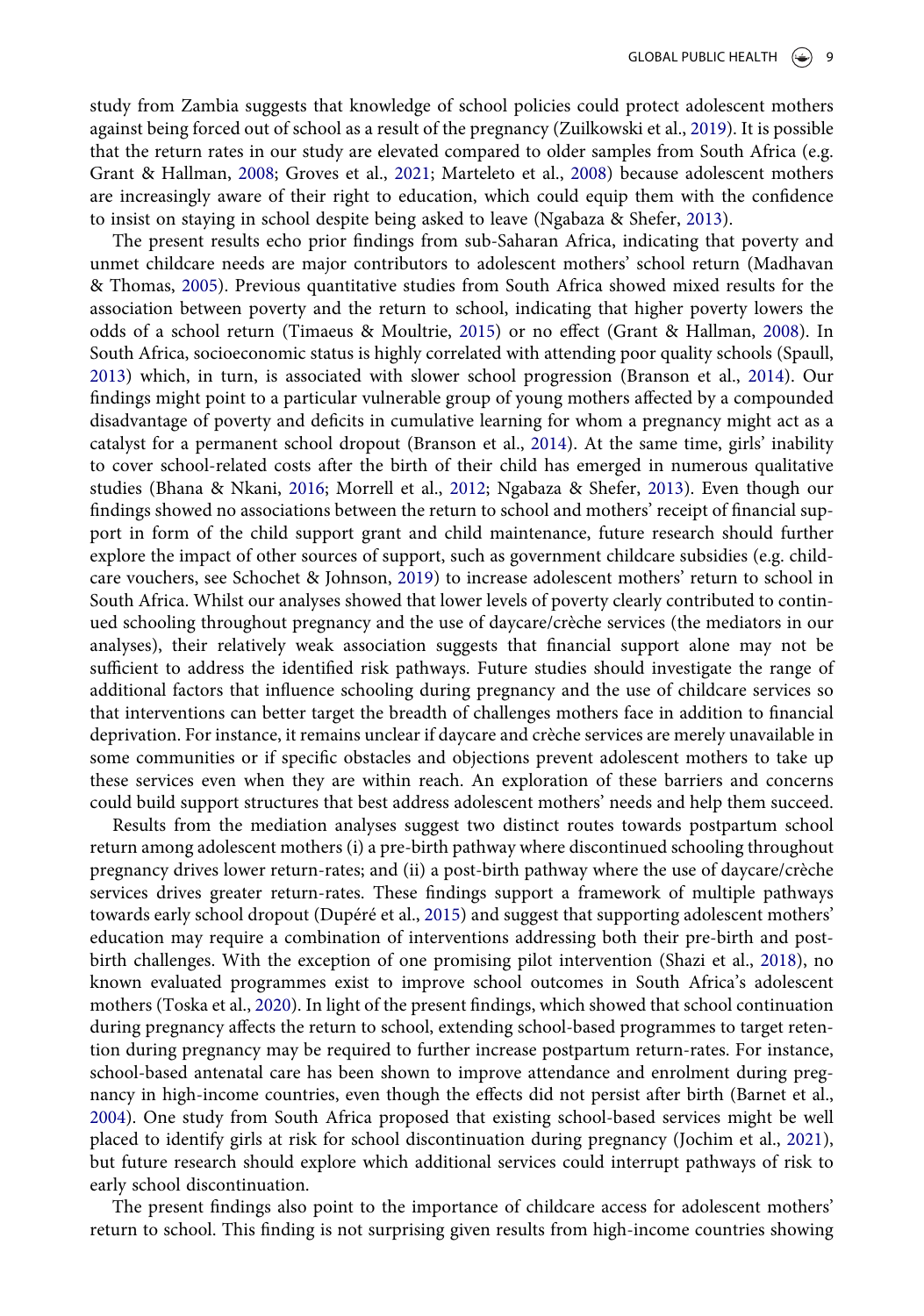study from Zambia suggests that knowledge of school policies could protect adolescent mothers against being forced out of school as a result of the pregnancy (Zuilkowski et al., 2019). It is possible that the return rates in our study are elevated compared to older samples from South Africa (e.g. Grant & Hallman, 2008; Groves et al., 2021; Marteleto et al., 2008) because adolescent mothers are increasingly aware of their right to education, which could equip them with the confidence to insist on staying in school despite being asked to leave (Ngabaza & Shefer, 2013).

The present results echo prior findings from sub-Saharan Africa, indicating that poverty and unmet childcare needs are major contributors to adolescent mothers' school return (Madhavan & Thomas, 2005). Previous quantitative studies from South Africa showed mixed results for the association between poverty and the return to school, indicating that higher poverty lowers the odds of a school return (Timaeus & Moultrie, 2015) or no effect (Grant & Hallman, 2008). In South Africa, socioeconomic status is highly correlated with attending poor quality schools (Spaull, 2013) which, in turn, is associated with slower school progression (Branson et al., 2014). Our findings might point to a particular vulnerable group of young mothers affected by a compounded disadvantage of poverty and deficits in cumulative learning for whom a pregnancy might act as a catalyst for a permanent school dropout (Branson et al., 2014). At the same time, girls' inability to cover school-related costs after the birth of their child has emerged in numerous qualitative studies (Bhana & Nkani, 2016; Morrell et al., 2012; Ngabaza & Shefer, 2013). Even though our findings showed no associations between the return to school and mothers' receipt of financial support in form of the child support grant and child maintenance, future research should further explore the impact of other sources of support, such as government childcare subsidies (e.g. childcare vouchers, see Schochet & Johnson, 2019) to increase adolescent mothers' return to school in South Africa. Whilst our analyses showed that lower levels of poverty clearly contributed to continued schooling throughout pregnancy and the use of daycare/crèche services (the mediators in our analyses), their relatively weak association suggests that financial support alone may not be sufficient to address the identified risk pathways. Future studies should investigate the range of additional factors that influence schooling during pregnancy and the use of childcare services so that interventions can better target the breadth of challenges mothers face in addition to financial deprivation. For instance, it remains unclear if daycare and crèche services are merely unavailable in some communities or if specific obstacles and objections prevent adolescent mothers to take up these services even when they are within reach. An exploration of these barriers and concerns could build support structures that best address adolescent mothers' needs and help them succeed.

Results from the mediation analyses suggest two distinct routes towards postpartum school return among adolescent mothers (i) a pre-birth pathway where discontinued schooling throughout pregnancy drives lower return-rates; and (ii) a post-birth pathway where the use of daycare/crèche services drives greater return-rates. These findings support a framework of multiple pathways towards early school dropout (Dupéré et al., 2015) and suggest that supporting adolescent mothers' education may require a combination of interventions addressing both their pre-birth and post-birth challenges. With the exception of one promising pilot intervention (Shazi et al., 2018), no known evaluated programmes exist to improve school outcomes in South Africa's adolescent mothers (Toska et al., 2020). In light of the present findings, which showed that school continuation during pregnancy affects the return to school, extending school-based programmes to target retention during pregnancy may be required to further increase postpartum return-rates. For instance, school-based antenatal care has been shown to improve attendance and enrolment during pregnancy in high-income countries, even though the effects did not persist after birth (Barnet et al., 2004). One study from South Africa proposed that existing school-based services might be well placed to identify girls at risk for school discontinuation during pregnancy (Jochim et al., 2021), but future research should explore which additional services could interrupt pathways of risk to early school discontinuation.

The present findings also point to the importance of childcare access for adolescent mothers' return to school. This finding is not surprising given results from high-income countries showing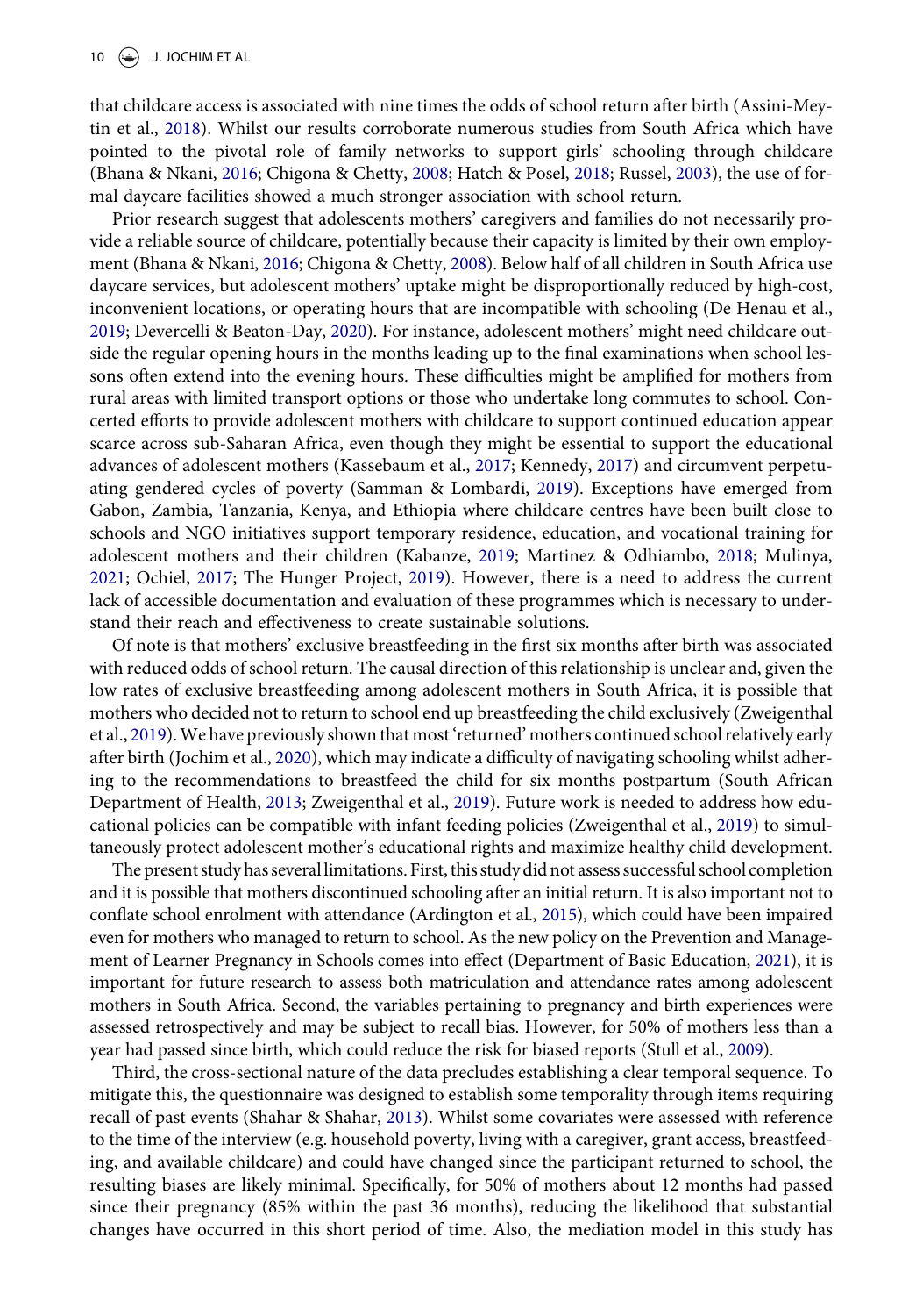that childcare access is associated with nine times the odds of school return after birth (Assini-Meytin et al., 2018). Whilst our results corroborate numerous studies from South Africa which have pointed to the pivotal role of family networks to support girls' schooling through childcare (Bhana & Nkani, 2016; Chigona & Chetty, 2008; Hatch & Posel, 2018; Russel, 2003), the use of formal daycare facilities showed a much stronger association with school return.

Prior research suggest that adolescents mothers' caregivers and families do not necessarily provide a reliable source of childcare, potentially because their capacity is limited by their own employment (Bhana & Nkani, 2016; Chigona & Chetty, 2008). Below half of all children in South Africa use daycare services, but adolescent mothers' uptake might be disproportionally reduced by high-cost, inconvenient locations, or operating hours that are incompatible with schooling (De Henau et al., 2019; Devercelli & Beaton-Day, 2020). For instance, adolescent mothers' might need childcare outside the regular opening hours in the months leading up to the final examinations when school lessons often extend into the evening hours. These difficulties might be amplified for mothers from rural areas with limited transport options or those who undertake long commutes to school. Concerted efforts to provide adolescent mothers with childcare to support continued education appear scarce across sub-Saharan Africa, even though they might be essential to support the educational advances of adolescent mothers (Kassebaum et al., 2017; Kennedy, 2017) and circumvent perpetuating gendered cycles of poverty (Samman & Lombardi, 2019). Exceptions have emerged from Gabon, Zambia, Tanzania, Kenya, and Ethiopia where childcare centres have been built close to schools and NGO initiatives support temporary residence, education, and vocational training for adolescent mothers and their children (Kabanze, 2019; Martinez & Odhiambo, 2018; Mulinya, 2021; Ochiel, 2017; The Hunger Project, 2019). However, there is a need to address the current lack of accessible documentation and evaluation of these programmes which is necessary to understand their reach and effectiveness to create sustainable solutions.

Of note is that mothers' exclusive breastfeeding in the first six months after birth was associated with reduced odds of school return. The causal direction of this relationship is unclear and, given the low rates of exclusive breastfeeding among adolescent mothers in South Africa, it is possible that mothers who decided not to return to school end up breastfeeding the child exclusively (Zweigenthal et al., 2019). We have previously shown that most 'returned' mothers continued school relatively early after birth (Jochim et al., 2020), which may indicate a difficulty of navigating schooling whilst adhering to the recommendations to breastfeed the child for six months postpartum (South African Department of Health, 2013; Zweigenthal et al., 2019). Future work is needed to address how educational policies can be compatible with infant feeding policies (Zweigenthal et al., 2019) to simultaneously protect adolescent mother's educational rights and maximize healthy child development.

The present study has several limitations. First, this study did not assess successful school completion and it is possible that mothers discontinued schooling after an initial return. It is also important not to conflate school enrolment with attendance (Ardington et al., 2015), which could have been impaired even for mothers who managed to return to school. As the new policy on the Prevention and Management of Learner Pregnancy in Schools comes into effect (Department of Basic Education, 2021), it is important for future research to assess both matriculation and attendance rates among adolescent mothers in South Africa. Second, the variables pertaining to pregnancy and birth experiences were assessed retrospectively and may be subject to recall bias. However, for 50% of mothers less than a year had passed since birth, which could reduce the risk for biased reports (Stull et al., 2009).

Third, the cross-sectional nature of the data precludes establishing a clear temporal sequence. To mitigate this, the questionnaire was designed to establish some temporality through items requiring recall of past events (Shahar & Shahar, 2013). Whilst some covariates were assessed with reference to the time of the interview (e.g. household poverty, living with a caregiver, grant access, breastfeeding, and available childcare) and could have changed since the participant returned to school, the resulting biases are likely minimal. Specifically, for 50% of mothers about 12 months had passed since their pregnancy (85% within the past 36 months), reducing the likelihood that substantial changes have occurred in this short period of time. Also, the mediation model in this study has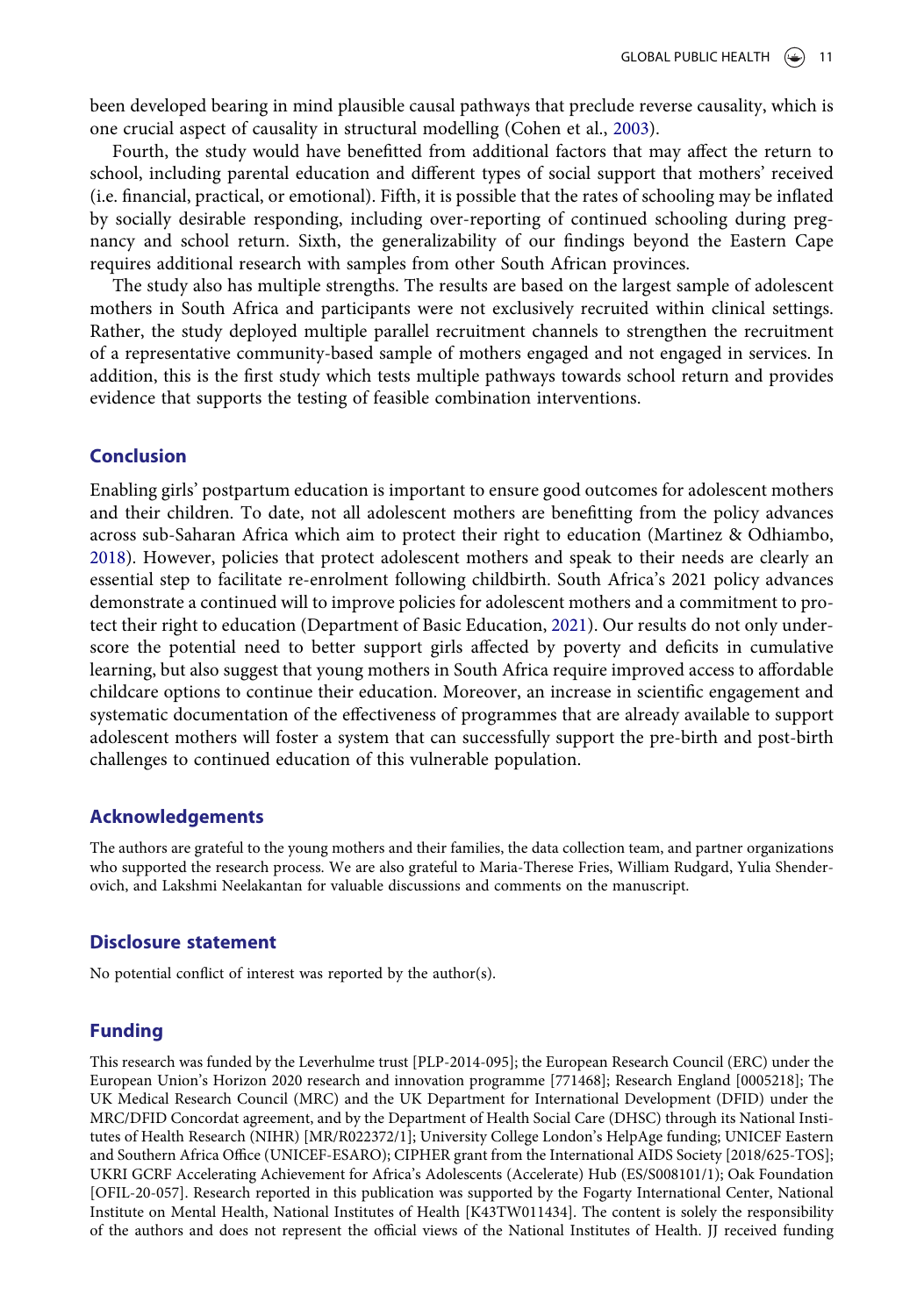been developed bearing in mind plausible causal pathways that preclude reverse causality, which is one crucial aspect of causality in structural modelling (Cohen et al., 2003).

Fourth, the study would have benefitted from additional factors that may affect the return to school, including parental education and different types of social support that mothers' received (i.e. financial, practical, or emotional). Fifth, it is possible that the rates of schooling may be inflated by socially desirable responding, including over-reporting of continued schooling during pregnancy and school return. Sixth, the generalizability of our findings beyond the Eastern Cape requires additional research with samples from other South African provinces.

The study also has multiple strengths. The results are based on the largest sample of adolescent mothers in South Africa and participants were not exclusively recruited within clinical settings. Rather, the study deployed multiple parallel recruitment channels to strengthen the recruitment of a representative community-based sample of mothers engaged and not engaged in services. In addition, this is the first study which tests multiple pathways towards school return and provides evidence that supports the testing of feasible combination interventions.

## Conclusion

Enabling girls' postpartum education is important to ensure good outcomes for adolescent mothers and their children. To date, not all adolescent mothers are benefitting from the policy advances across sub-Saharan Africa which aim to protect their right to education (Martinez & Odhiambo, 2018). However, policies that protect adolescent mothers and speak to their needs are clearly an essential step to facilitate re-enrolment following childbirth. South Africa's 2021 policy advances demonstrate a continued will to improve policies for adolescent mothers and a commitment to protect their right to education (Department of Basic Education, 2021). Our results do not only underscore the potential need to better support girls affected by poverty and deficits in cumulative learning, but also suggest that young mothers in South Africa require improved access to affordable childcare options to continue their education. Moreover, an increase in scientific engagement and systematic documentation of the effectiveness of programmes that are already available to support adolescent mothers will foster a system that can successfully support the pre-birth and post-birth challenges to continued education of this vulnerable population.

## Acknowledgements

The authors are grateful to the young mothers and their families, the data collection team, and partner organizations who supported the research process. We are also grateful to Maria-Therese Fries, William Rudgard, Yulia Shenderovich, and Lakshmi Neelakantan for valuable discussions and comments on the manuscript.

## Disclosure statement

No potential conflict of interest was reported by the author(s).

## Funding

This research was funded by the Leverhulme trust [PLP-2014-095]; the European Research Council (ERC) under the European Union's Horizon 2020 research and innovation programme [771468]; Research England [0005218]; The UK Medical Research Council (MRC) and the UK Department for International Development (DFID) under the MRC/DFID Concordat agreement, and by the Department of Health Social Care (DHSC) through its National Institutes of Health Research (NIHR) [MR/R022372/1]; University College London's HelpAge funding; UNICEF Eastern and Southern Africa Office (UNICEF-ESARO); CIPHER grant from the International AIDS Society [2018/625-TOS]; UKRI GCRF Accelerating Achievement for Africa's Adolescents (Accelerate) Hub (ES/S008101/1); Oak Foundation [OFIL-20-057]. Research reported in this publication was supported by the Fogarty International Center, National Institute on Mental Health, National Institutes of Health [K43TW011434]. The content is solely the responsibility of the authors and does not represent the official views of the National Institutes of Health. JJ received funding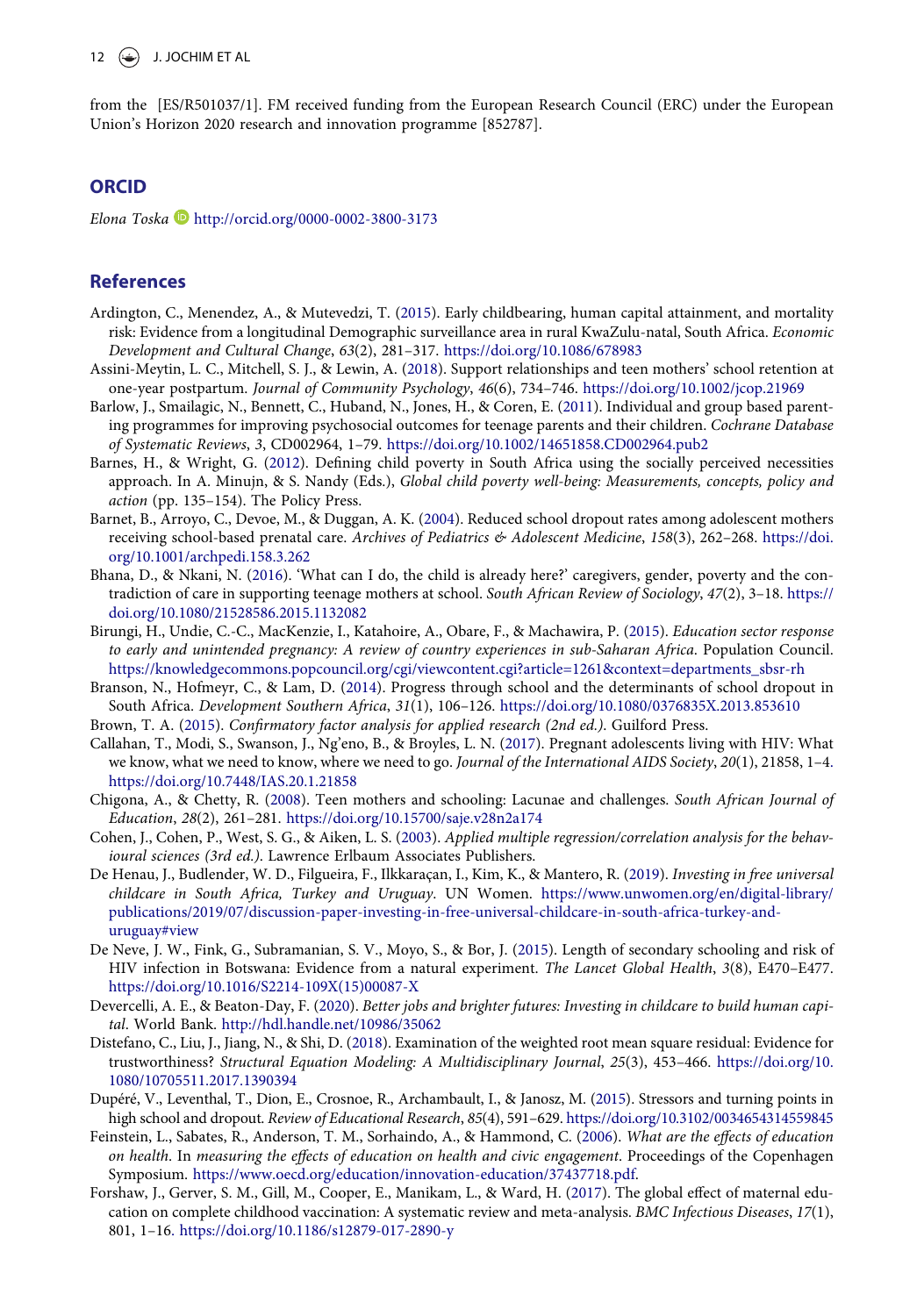from the [ES/R501037/1]. FM received funding from the European Research Council (ERC) under the European Union's Horizon 2020 research and innovation programme [852787].

## ORCID

*Elona Toska* http://orcid.org/0000-0002-3800-3173

## References

Ardington, C., Menendez, A., & Mutevedzi, T. (2015). Early childbearing, human capital attainment, and mortality risk: Evidence from a longitudinal Demographic surveillance area in rural KwaZulu-natal, South Africa. *Economic Development and Cultural Change*, *63*(2), 281–317. https://doi.org/10.1086/678983

Assini-Meytin, L. C., Mitchell, S. J., & Lewin, A. (2018). Support relationships and teen mothers' school retention at one-year postpartum. *Journal of Community Psychology*, *46*(6), 734–746. https://doi.org/10.1002/jcop.21969

Barlow, J., Smailagic, N., Bennett, C., Huband, N., Jones, H., & Coren, E. (2011). Individual and group based parenting programmes for improving psychosocial outcomes for teenage parents and their children. *Cochrane Database of Systematic Reviews*, *3*, CD002964, 1–79. https://doi.org/10.1002/14651858.CD002964.pub2

Barnes, H., & Wright, G. (2012). Defining child poverty in South Africa using the socially perceived necessities approach. In A. Minujn, & S. Nandy (Eds.), *Global child poverty well-being: Measurements, concepts, policy and action* (pp. 135–154). The Policy Press.

Barnet, B., Arroyo, C., Devoe, M., & Duggan, A. K. (2004). Reduced school dropout rates among adolescent mothers receiving school-based prenatal care. *Archives of Pediatrics & Adolescent Medicine*, *158*(3), 262–268. https://doi.org/10.1001/archpedi.158.3.262

Bhana, D., & Nkani, N. (2016). 'What can I do, the child is already here?' caregivers, gender, poverty and the contradiction of care in supporting teenage mothers at school. *South African Review of Sociology*, *47*(2), 3–18. https://doi.org/10.1080/21528586.2015.1132082

Birungi, H., Undie, C.-C., MacKenzie, I., Katahoire, A., Obare, F., & Machawira, P. (2015). *Education sector response to early and unintended pregnancy: A review of country experiences in sub-Saharan Africa*. Population Council. https://knowledgecommons.popcouncil.org/cgi/viewcontent.cgi?article=1261&context=departments_sbsr-rh

Branson, N., Hofmeyr, C., & Lam, D. (2014). Progress through school and the determinants of school dropout in South Africa. *Development Southern Africa*, *31*(1), 106–126. https://doi.org/10.1080/0376835X.2013.853610

Brown, T. A. (2015). *Confirmatory factor analysis for applied research (2nd ed.)*. Guilford Press.

Callahan, T., Modi, S., Swanson, J., Ng'eno, B., & Broyles, L. N. (2017). Pregnant adolescents living with HIV: What we know, what we need to know, where we need to go. *Journal of the International AIDS Society*, *20*(1), 21858, 1–4. https://doi.org/10.7448/IAS.20.1.21858

Chigona, A., & Chetty, R. (2008). Teen mothers and schooling: Lacunae and challenges. *South African Journal of Education*, *28*(2), 261–281. https://doi.org/10.15700/saje.v28n2a174

Cohen, J., Cohen, P., West, S. G., & Aiken, L. S. (2003). *Applied multiple regression/correlation analysis for the behavioural sciences (3rd ed.)*. Lawrence Erlbaum Associates Publishers.

De Henau, J., Budlender, W. D., Filgueira, F., Ilkkaraçan, I., Kim, K., & Mantero, R. (2019). *Investing in free universal childcare in South Africa, Turkey and Uruguay*. UN Women. https://www.unwomen.org/en/digital-library/publications/2019/07/discussion-paper-investing-in-free-universal-childcare-in-south-africa-turkey-and-uruguay#view

De Neve, J. W., Fink, G., Subramanian, S. V., Moyo, S., & Bor, J. (2015). Length of secondary schooling and risk of HIV infection in Botswana: Evidence from a natural experiment. *The Lancet Global Health*, *3*(8), E470–E477. https://doi.org/10.1016/S2214-109X(15)00087-X

Devercelli, A. E., & Beaton-Day, F. (2020). *Better jobs and brighter futures: Investing in childcare to build human capital*. World Bank. http://hdl.handle.net/10986/35062

Distefano, C., Liu, J., Jiang, N., & Shi, D. (2018). Examination of the weighted root mean square residual: Evidence for trustworthiness? *Structural Equation Modeling: A Multidisciplinary Journal*, *25*(3), 453–466. https://doi.org/10.1080/10705511.2017.1390394

Dupéré, V., Leventhal, T., Dion, E., Crosnoe, R., Archambault, I., & Janosz, M. (2015). Stressors and turning points in high school and dropout. *Review of Educational Research*, *85*(4), 591–629. https://doi.org/10.3102/0034654314559845

Feinstein, L., Sabates, R., Anderson, T. M., Sorhaindo, A., & Hammond, C. (2006). *What are the effects of education on health*. In *measuring the effects of education on health and civic engagement*. Proceedings of the Copenhagen Symposium. https://www.oecd.org/education/innovation-education/37437718.pdf.

Forshaw, J., Gerver, S. M., Gill, M., Cooper, E., Manikam, L., & Ward, H. (2017). The global effect of maternal education on complete childhood vaccination: A systematic review and meta-analysis. *BMC Infectious Diseases*, *17*(1), 801, 1–16. https://doi.org/10.1186/s12879-017-2890-y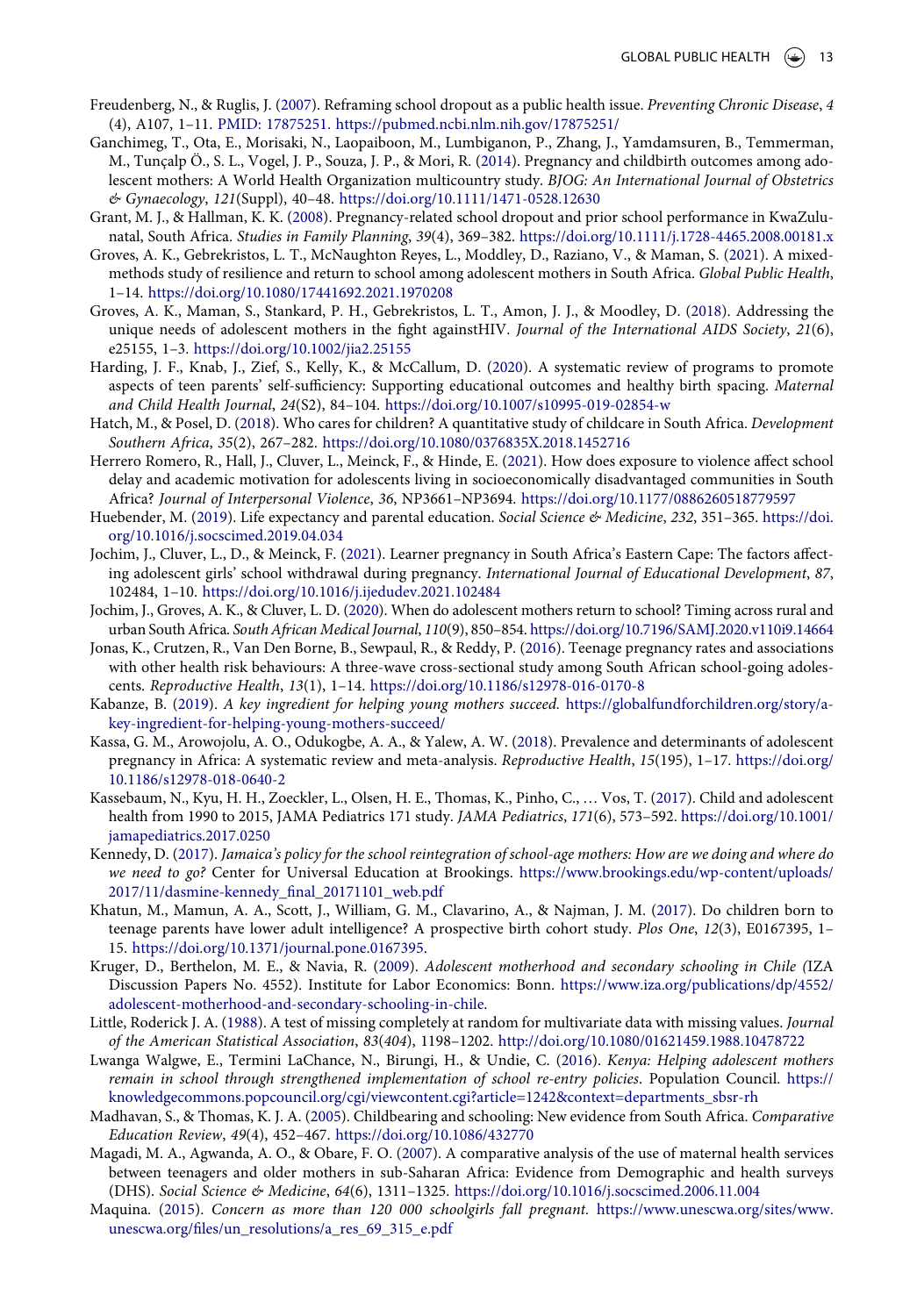Freudenberg, N., & Ruglis, J. (2007). Reframing school dropout as a public health issue. *Preventing Chronic Disease*, *4* (4), A107, 1–11. PMID: 17875251. https://pubmed.ncbi.nlm.nih.gov/17875251/

Ganchimeg, T., Ota, E., Morisaki, N., Laopaiboon, M., Lumbiganon, P., Zhang, J., Yamdamsuren, B., Temmerman, M., Tunçalp Ö., S. L., Vogel, J. P., Souza, J. P., & Mori, R. (2014). Pregnancy and childbirth outcomes among adolescent mothers: A World Health Organization multicountry study. *BJOG: An International Journal of Obstetrics & Gynaecology*, *121*(Suppl), 40–48. https://doi.org/10.1111/1471-0528.12630

Grant, M. J., & Hallman, K. K. (2008). Pregnancy-related school dropout and prior school performance in KwaZulu-natal, South Africa. *Studies in Family Planning*, *39*(4), 369–382. https://doi.org/10.1111/j.1728-4465.2008.00181.x

Groves, A. K., Gebrekristos, L. T., McNaughton Reyes, L., Moddley, D., Raziano, V., & Maman, S. (2021). A mixed-methods study of resilience and return to school among adolescent mothers in South Africa. *Global Public Health*, 1–14. https://doi.org/10.1080/17441692.2021.1970208

Groves, A. K., Maman, S., Stankard, P. H., Gebrekristos, L. T., Amon, J. J., & Moodley, D. (2018). Addressing the unique needs of adolescent mothers in the fight againstHIV. *Journal of the International AIDS Society*, *21*(6), e25155, 1–3. https://doi.org/10.1002/jia2.25155

Harding, J. F., Knab, J., Zief, S., Kelly, K., & McCallum, D. (2020). A systematic review of programs to promote aspects of teen parents' self-sufficiency: Supporting educational outcomes and healthy birth spacing. *Maternal and Child Health Journal*, *24*(S2), 84–104. https://doi.org/10.1007/s10995-019-02854-w

Hatch, M., & Posel, D. (2018). Who cares for children? A quantitative study of childcare in South Africa. *Development Southern Africa*, *35*(2), 267–282. https://doi.org/10.1080/0376835X.2018.1452716

Herrero Romero, R., Hall, J., Cluver, L., Meinck, F., & Hinde, E. (2021). How does exposure to violence affect school delay and academic motivation for adolescents living in socioeconomically disadvantaged communities in South Africa? *Journal of Interpersonal Violence*, *36*, NP3661–NP3694. https://doi.org/10.1177/0886260518779597

Huebender, M. (2019). Life expectancy and parental education. *Social Science & Medicine*, *232*, 351–365. https://doi.org/10.1016/j.socscimed.2019.04.034

Jochim, J., Cluver, L., D., & Meinck, F. (2021). Learner pregnancy in South Africa's Eastern Cape: The factors affecting adolescent girls' school withdrawal during pregnancy. *International Journal of Educational Development*, *87*, 102484, 1–10. https://doi.org/10.1016/j.ijedudev.2021.102484

Jochim, J., Groves, A. K., & Cluver, L. D. (2020). When do adolescent mothers return to school? Timing across rural and urban South Africa. *South African Medical Journal*, *110*(9), 850–854. https://doi.org/10.7196/SAMJ.2020.v110i9.14664

Jonas, K., Crutzen, R., Van Den Borne, B., Sewpaul, R., & Reddy, P. (2016). Teenage pregnancy rates and associations with other health risk behaviours: A three-wave cross-sectional study among South African school-going adolescents. *Reproductive Health*, *13*(1), 1–14. https://doi.org/10.1186/s12978-016-0170-8

Kabanze, B. (2019). *A key ingredient for helping young mothers succeed.* https://globalfundforchildren.org/story/a-key-ingredient-for-helping-young-mothers-succeed/

Kassa, G. M., Arowojolu, A. O., Odukogbe, A. A., & Yalew, A. W. (2018). Prevalence and determinants of adolescent pregnancy in Africa: A systematic review and meta-analysis. *Reproductive Health*, *15*(195), 1–17. https://doi.org/10.1186/s12978-018-0640-2

Kassebaum, N., Kyu, H. H., Zoeckler, L., Olsen, H. E., Thomas, K., Pinho, C., … Vos, T. (2017). Child and adolescent health from 1990 to 2015, JAMA Pediatrics 171 study. *JAMA Pediatrics*, *171*(6), 573–592. https://doi.org/10.1001/jamapediatrics.2017.0250

Kennedy, D. (2017). *Jamaica's policy for the school reintegration of school-age mothers: How are we doing and where do we need to go?* Center for Universal Education at Brookings. https://www.brookings.edu/wp-content/uploads/2017/11/dasmine-kennedy_final_20171101_web.pdf

Khatun, M., Mamun, A. A., Scott, J., William, G. M., Clavarino, A., & Najman, J. M. (2017). Do children born to teenage parents have lower adult intelligence? A prospective birth cohort study. *Plos One*, *12*(3), E0167395, 1–15. https://doi.org/10.1371/journal.pone.0167395.

Kruger, D., Berthelon, M. E., & Navia, R. (2009). *Adolescent motherhood and secondary schooling in Chile (*IZA Discussion Papers No. 4552). Institute for Labor Economics: Bonn. https://www.iza.org/publications/dp/4552/adolescent-motherhood-and-secondary-schooling-in-chile.

Little, Roderick J. A. (1988). A test of missing completely at random for multivariate data with missing values. *Journal of the American Statistical Association*, *83*(*404*), 1198–1202. http://doi.org/10.1080/01621459.1988.10478722

Lwanga Walgwe, E., Termini LaChance, N., Birungi, H., & Undie, C. (2016). *Kenya: Helping adolescent mothers remain in school through strengthened implementation of school re-entry policies*. Population Council. https://knowledgecommons.popcouncil.org/cgi/viewcontent.cgi?article=1242&context=departments_sbsr-rh

Madhavan, S., & Thomas, K. J. A. (2005). Childbearing and schooling: New evidence from South Africa. *Comparative Education Review*, *49*(4), 452–467. https://doi.org/10.1086/432770

Magadi, M. A., Agwanda, A. O., & Obare, F. O. (2007). A comparative analysis of the use of maternal health services between teenagers and older mothers in sub-Saharan Africa: Evidence from Demographic and health surveys (DHS). *Social Science & Medicine*, *64*(6), 1311–1325. https://doi.org/10.1016/j.socscimed.2006.11.004

Maquina. (2015). *Concern as more than 120 000 schoolgirls fall pregnant.* https://www.unescwa.org/sites/www.unescwa.org/files/un_resolutions/a_res_69_315_e.pdf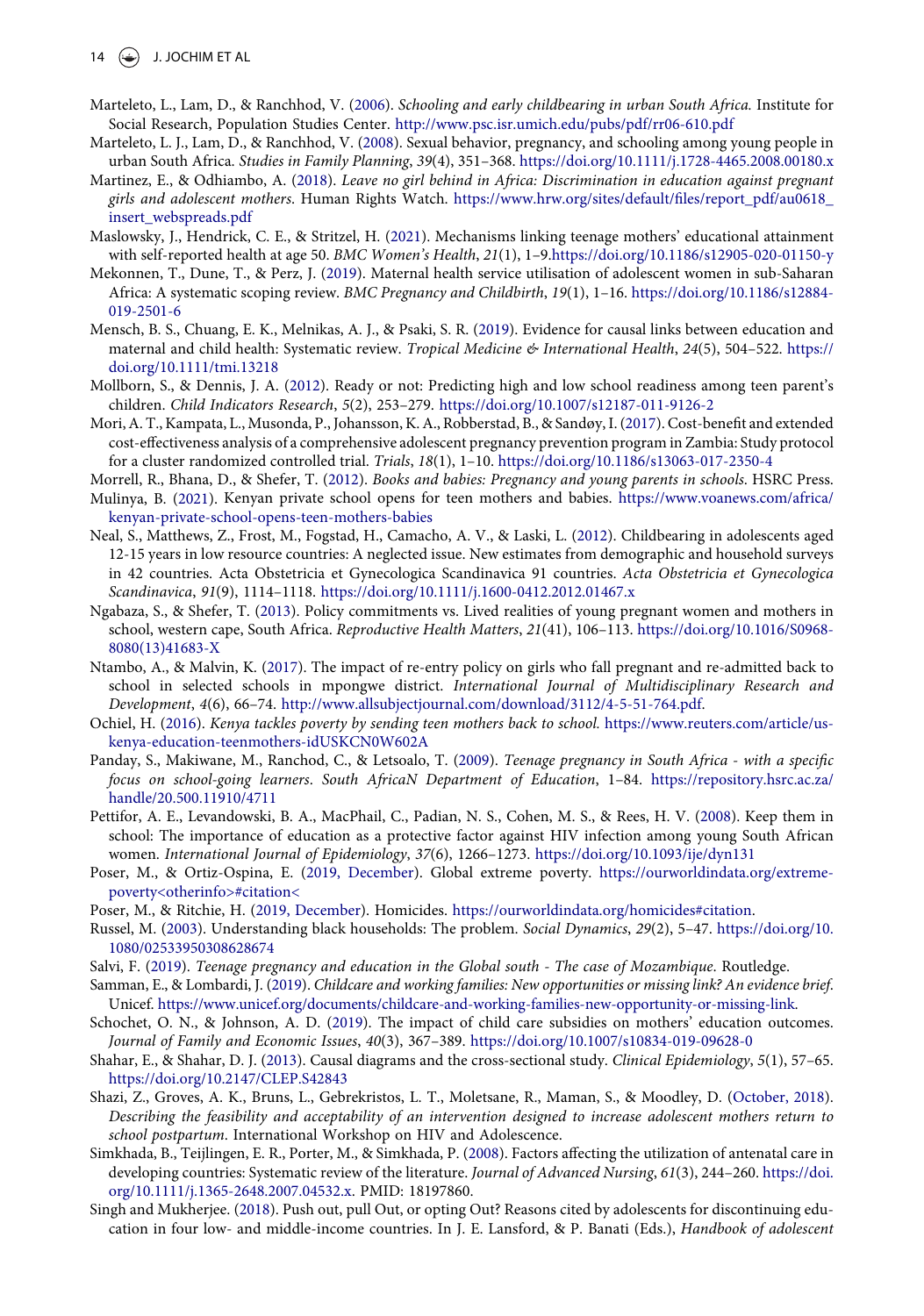Marteleto, L., Lam, D., & Ranchhod, V. (2006). *Schooling and early childbearing in urban South Africa.* Institute for Social Research, Population Studies Center. http://www.psc.isr.umich.edu/pubs/pdf/rr06-610.pdf

Marteleto, L. J., Lam, D., & Ranchhod, V. (2008). Sexual behavior, pregnancy, and schooling among young people in urban South Africa. *Studies in Family Planning*, *39*(4), 351–368. https://doi.org/10.1111/j.1728-4465.2008.00180.x

Martinez, E., & Odhiambo, A. (2018). *Leave no girl behind in Africa: Discrimination in education against pregnant girls and adolescent mothers*. Human Rights Watch. https://www.hrw.org/sites/default/files/report_pdf/au0618_insert_webspreads.pdf

Maslowsky, J., Hendrick, C. E., & Stritzel, H. (2021). Mechanisms linking teenage mothers' educational attainment with self-reported health at age 50. *BMC Women's Health*, *21*(1), 1–9.https://doi.org/10.1186/s12905-020-01150-y

Mekonnen, T., Dune, T., & Perz, J. (2019). Maternal health service utilisation of adolescent women in sub-Saharan Africa: A systematic scoping review. *BMC Pregnancy and Childbirth*, *19*(1), 1–16. https://doi.org/10.1186/s12884-019-2501-6

Mensch, B. S., Chuang, E. K., Melnikas, A. J., & Psaki, S. R. (2019). Evidence for causal links between education and maternal and child health: Systematic review. *Tropical Medicine & International Health*, *24*(5), 504–522. https://doi.org/10.1111/tmi.13218

Mollborn, S., & Dennis, J. A. (2012). Ready or not: Predicting high and low school readiness among teen parent's children. *Child Indicators Research*, *5*(2), 253–279. https://doi.org/10.1007/s12187-011-9126-2

Mori, A. T., Kampata, L., Musonda, P., Johansson, K. A., Robberstad, B., & Sandøy, I. (2017). Cost-benefit and extended cost-effectiveness analysis of a comprehensive adolescent pregnancy prevention program in Zambia: Study protocol for a cluster randomized controlled trial. *Trials*, *18*(1), 1–10. https://doi.org/10.1186/s13063-017-2350-4

Morrell, R., Bhana, D., & Shefer, T. (2012). *Books and babies: Pregnancy and young parents in schools*. HSRC Press.

Mulinya, B. (2021). Kenyan private school opens for teen mothers and babies. https://www.voanews.com/africa/kenyan-private-school-opens-teen-mothers-babies

Neal, S., Matthews, Z., Frost, M., Fogstad, H., Camacho, A. V., & Laski, L. (2012). Childbearing in adolescents aged 12-15 years in low resource countries: A neglected issue. New estimates from demographic and household surveys in 42 countries. Acta Obstetricia et Gynecologica Scandinavica 91 countries. *Acta Obstetricia et Gynecologica Scandinavica*, *91*(9), 1114–1118. https://doi.org/10.1111/j.1600-0412.2012.01467.x

Ngabaza, S., & Shefer, T. (2013). Policy commitments vs. Lived realities of young pregnant women and mothers in school, western cape, South Africa. *Reproductive Health Matters*, *21*(41), 106–113. https://doi.org/10.1016/S0968-8080(13)41683-X

Ntambo, A., & Malvin, K. (2017). The impact of re-entry policy on girls who fall pregnant and re-admitted back to school in selected schools in mpongwe district. *International Journal of Multidisciplinary Research and Development*, *4*(6), 66–74. http://www.allsubjectjournal.com/download/3112/4-5-51-764.pdf.

Ochiel, H. (2016). *Kenya tackles poverty by sending teen mothers back to school.* https://www.reuters.com/article/us-kenya-education-teenmothers-idUSKCN0W602A

Panday, S., Makiwane, M., Ranchod, C., & Letsoalo, T. (2009). *Teenage pregnancy in South Africa - with a specific focus on school-going learners*. *South AfricaN Department of Education*, 1–84. https://repository.hsrc.ac.za/handle/20.500.11910/4711

Pettifor, A. E., Levandowski, B. A., MacPhail, C., Padian, N. S., Cohen, M. S., & Rees, H. V. (2008). Keep them in school: The importance of education as a protective factor against HIV infection among young South African women. *International Journal of Epidemiology*, *37*(6), 1266–1273. https://doi.org/10.1093/ije/dyn131

Poser, M., & Ortiz-Ospina, E. (2019, December). Global extreme poverty. https://ourworldindata.org/extreme-poverty<otherinfo>#citation<

Poser, M., & Ritchie, H. (2019, December). Homicides. https://ourworldindata.org/homicides#citation.

Russel, M. (2003). Understanding black households: The problem. *Social Dynamics*, *29*(2), 5–47. https://doi.org/10.1080/02533950308628674

Salvi, F. (2019). *Teenage pregnancy and education in the Global south - The case of Mozambique*. Routledge.

Samman, E., & Lombardi, J. (2019). *Childcare and working families: New opportunities or missing link? An evidence brief*. Unicef. https://www.unicef.org/documents/childcare-and-working-families-new-opportunity-or-missing-link.

Schochet, O. N., & Johnson, A. D. (2019). The impact of child care subsidies on mothers' education outcomes. *Journal of Family and Economic Issues*, *40*(3), 367–389. https://doi.org/10.1007/s10834-019-09628-0

Shahar, E., & Shahar, D. J. (2013). Causal diagrams and the cross-sectional study. *Clinical Epidemiology*, *5*(1), 57–65. https://doi.org/10.2147/CLEP.S42843

Shazi, Z., Groves, A. K., Bruns, L., Gebrekristos, L. T., Moletsane, R., Maman, S., & Moodley, D. (October, 2018). *Describing the feasibility and acceptability of an intervention designed to increase adolescent mothers return to school postpartum*. International Workshop on HIV and Adolescence.

Simkhada, B., Teijlingen, E. R., Porter, M., & Simkhada, P. (2008). Factors affecting the utilization of antenatal care in developing countries: Systematic review of the literature. *Journal of Advanced Nursing*, *61*(3), 244–260. https://doi.org/10.1111/j.1365-2648.2007.04532.x. PMID: 18197860.

Singh and Mukherjee. (2018). Push out, pull Out, or opting Out? Reasons cited by adolescents for discontinuing education in four low- and middle-income countries. In J. E. Lansford, & P. Banati (Eds.), *Handbook of adolescent*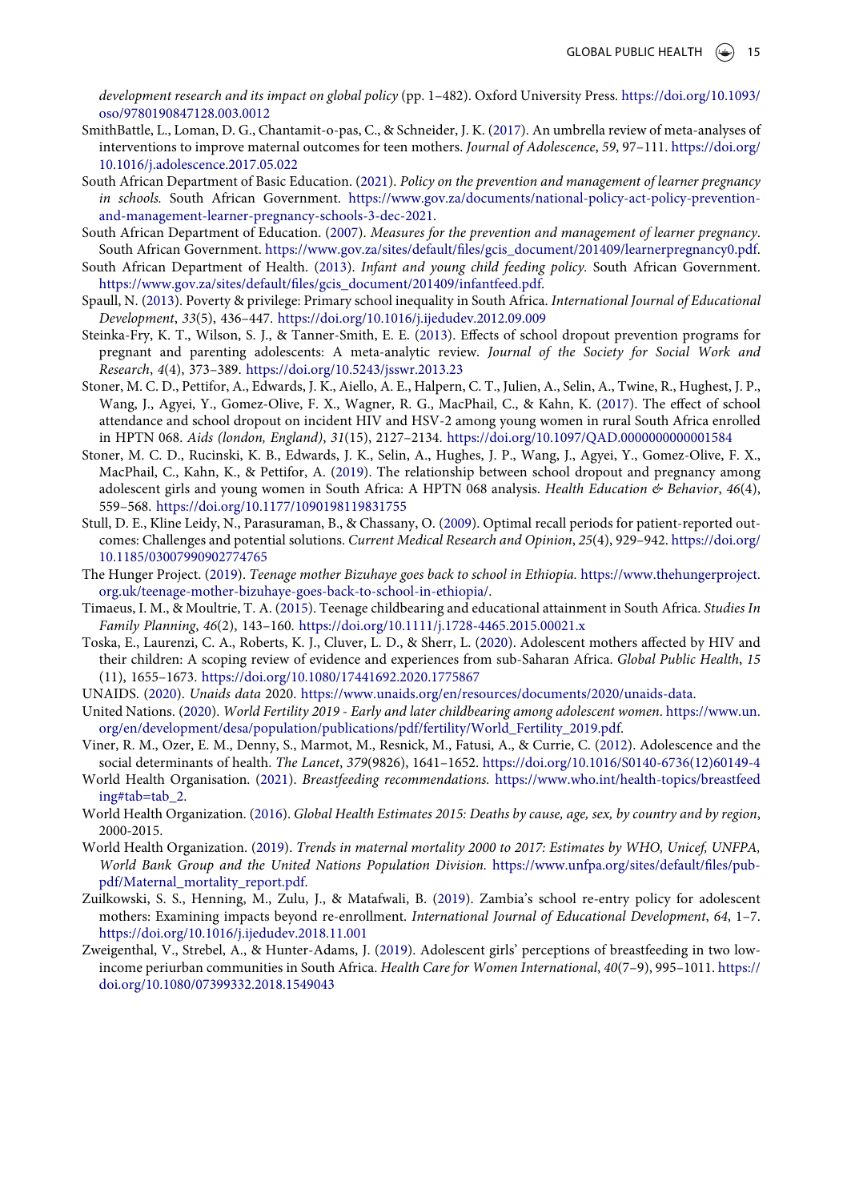*development research and its impact on global policy* (pp. 1–482). Oxford University Press. https://doi.org/10.1093/oso/9780190847128.003.0012

SmithBattle, L., Loman, D. G., Chantamit-o-pas, C., & Schneider, J. K. (2017). An umbrella review of meta-analyses of interventions to improve maternal outcomes for teen mothers. *Journal of Adolescence*, *59*, 97–111. https://doi.org/10.1016/j.adolescence.2017.05.022

South African Department of Basic Education. (2021). *Policy on the prevention and management of learner pregnancy in schools.* South African Government. https://www.gov.za/documents/national-policy-act-policy-prevention-and-management-learner-pregnancy-schools-3-dec-2021.

South African Department of Education. (2007). *Measures for the prevention and management of learner pregnancy.* South African Government. https://www.gov.za/sites/default/files/gcis_document/201409/learnerpregnancy0.pdf.

South African Department of Health. (2013). *Infant and young child feeding policy.* South African Government. https://www.gov.za/sites/default/files/gcis_document/201409/infantfeed.pdf.

Spaull, N. (2013). Poverty & privilege: Primary school inequality in South Africa. *International Journal of Educational Development*, *33*(5), 436–447. https://doi.org/10.1016/j.ijedudev.2012.09.009

Steinka-Fry, K. T., Wilson, S. J., & Tanner-Smith, E. E. (2013). Effects of school dropout prevention programs for pregnant and parenting adolescents: A meta-analytic review. *Journal of the Society for Social Work and Research*, *4*(4), 373–389. https://doi.org/10.5243/jsswr.2013.23

Stoner, M. C. D., Pettifor, A., Edwards, J. K., Aiello, A. E., Halpern, C. T., Julien, A., Selin, A., Twine, R., Hughest, J. P., Wang, J., Agyei, Y., Gomez-Olive, F. X., Wagner, R. G., MacPhail, C., & Kahn, K. (2017). The effect of school attendance and school dropout on incident HIV and HSV-2 among young women in rural South Africa enrolled in HPTN 068. *Aids (london, England)*, *31*(15), 2127–2134. https://doi.org/10.1097/QAD.0000000000001584

Stoner, M. C. D., Rucinski, K. B., Edwards, J. K., Selin, A., Hughes, J. P., Wang, J., Agyei, Y., Gomez-Olive, F. X., MacPhail, C., Kahn, K., & Pettifor, A. (2019). The relationship between school dropout and pregnancy among adolescent girls and young women in South Africa: A HPTN 068 analysis. *Health Education & Behavior*, *46*(4), 559–568. https://doi.org/10.1177/1090198119831755

Stull, D. E., Kline Leidy, N., Parasuraman, B., & Chassany, O. (2009). Optimal recall periods for patient-reported outcomes: Challenges and potential solutions. *Current Medical Research and Opinion*, *25*(4), 929–942. https://doi.org/10.1185/03007990902774765

The Hunger Project. (2019). *Teenage mother Bizuhaye goes back to school in Ethiopia.* https://www.thehungerproject.org.uk/teenage-mother-bizuhaye-goes-back-to-school-in-ethiopia/.

Timaeus, I. M., & Moultrie, T. A. (2015). Teenage childbearing and educational attainment in South Africa. *Studies In Family Planning*, *46*(2), 143–160. https://doi.org/10.1111/j.1728-4465.2015.00021.x

Toska, E., Laurenzi, C. A., Roberts, K. J., Cluver, L. D., & Sherr, L. (2020). Adolescent mothers affected by HIV and their children: A scoping review of evidence and experiences from sub-Saharan Africa. *Global Public Health*, *15*(11), 1655–1673. https://doi.org/10.1080/17441692.2020.1775867

UNAIDS. (2020). *Unaids data* 2020. https://www.unaids.org/en/resources/documents/2020/unaids-data.

United Nations. (2020). *World Fertility 2019 - Early and later childbearing among adolescent women.* https://www.un.org/en/development/desa/population/publications/pdf/fertility/World_Fertility_2019.pdf.

Viner, R. M., Ozer, E. M., Denny, S., Marmot, M., Resnick, M., Fatusi, A., & Currie, C. (2012). Adolescence and the social determinants of health. *The Lancet*, *379*(9826), 1641–1652. https://doi.org/10.1016/S0140-6736(12)60149-4

World Health Organisation. (2021). *Breastfeeding recommendations.* https://www.who.int/health-topics/breastfeeding#tab=tab_2.

World Health Organization. (2016). *Global Health Estimates 2015: Deaths by cause, age, sex, by country and by region*, 2000-2015.

World Health Organization. (2019). *Trends in maternal mortality 2000 to 2017: Estimates by WHO, Unicef, UNFPA, World Bank Group and the United Nations Population Division.* https://www.unfpa.org/sites/default/files/pub-pdf/Maternal_mortality_report.pdf.

Zuilkowski, S. S., Henning, M., Zulu, J., & Matafwali, B. (2019). Zambia's school re-entry policy for adolescent mothers: Examining impacts beyond re-enrollment. *International Journal of Educational Development*, *64*, 1–7. https://doi.org/10.1016/j.ijedudev.2018.11.001

Zweigenthal, V., Strebel, A., & Hunter-Adams, J. (2019). Adolescent girls' perceptions of breastfeeding in two low-income periurban communities in South Africa. *Health Care for Women International*, *40*(7–9), 995–1011. https://doi.org/10.1080/07399332.2018.1549043